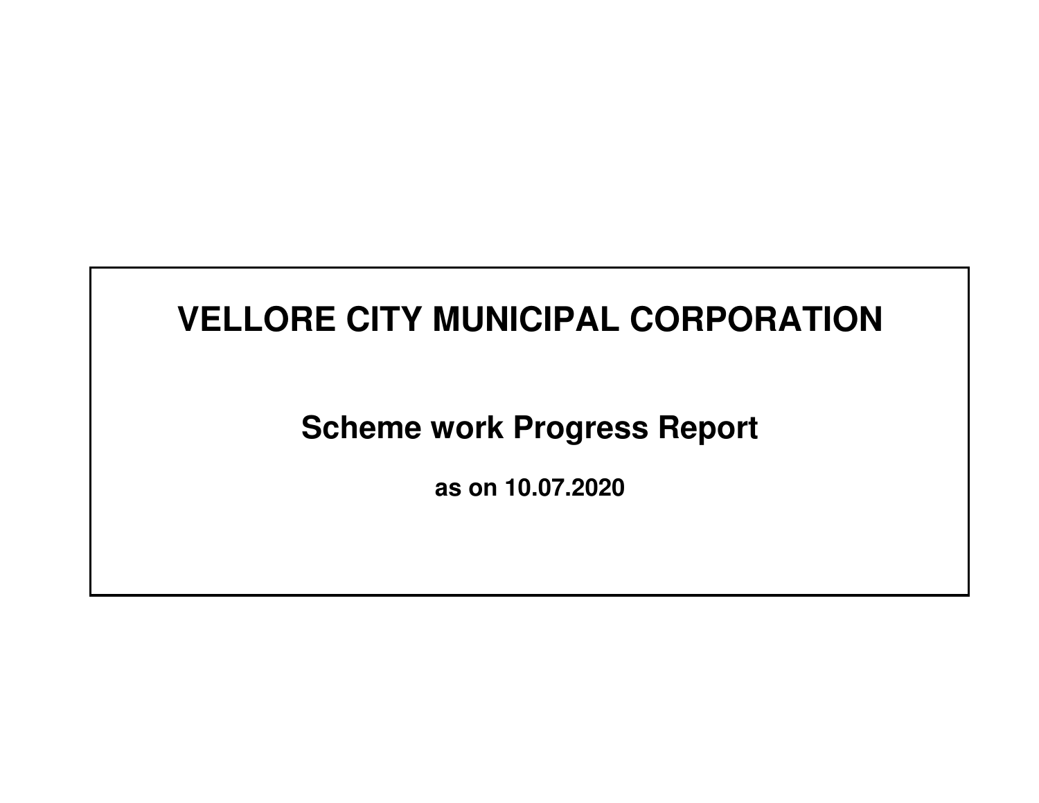# VELLORE CITY MUNICIPAL CORPORATION

## Scheme work Progress Report

**as on 10.07.2020**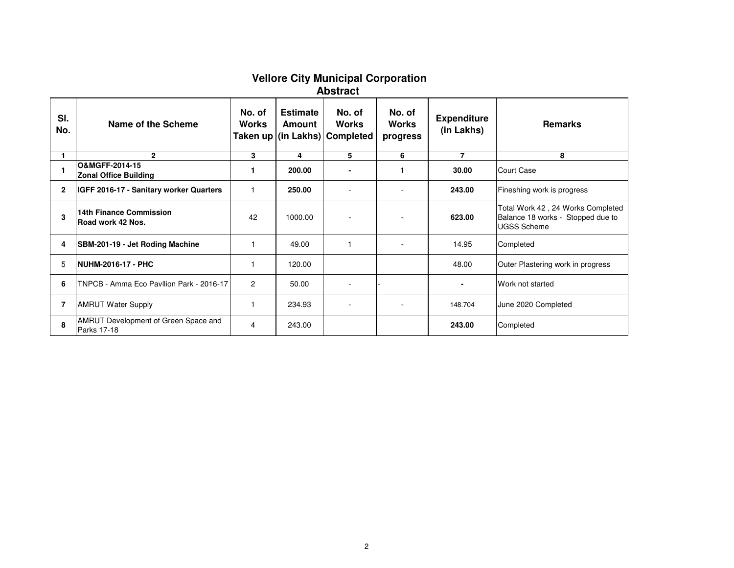# Vellore City Municipal Corporation

## Abstract

| Sl. No. | Name of the Scheme | No. of Works Taken up | Estimate Amount (in Lakhs) | No. of Works Completed | No. of Works progress | Expenditure (in Lakhs) | Remarks |
|---|---|---|---|---|---|---|---|
| 1 | 2 | 3 | 4 | 5 | 6 | 7 | 8 |
| **1** | **O&MGFF-2014-15 Zonal Office Building** | **1** | **200.00** | **-** | 1 | **30.00** | Court Case |
| **2** | **IGFF 2016-17 - Sanitary worker Quarters** | 1 | **250.00** | - | - | **243.00** | Fineshing work is progress |
| **3** | **14th Finance Commission Road work 42 Nos.** | 42 | 1000.00 | - | - | **623.00** | Total Work 42 , 24 Works Completed Balance 18 works - Stopped due to UGSS Scheme |
| **4** | **SBM-201-19 - Jet Roding Machine** | 1 | 49.00 | 1 | - | 14.95 | Completed |
| 5 | **NUHM-2016-17 - PHC** | 1 | 120.00 | | | 48.00 | Outer Plastering work in progress |
| **6** | TNPCB - Amma Eco Pavllion Park - 2016-17 | 2 | 50.00 | - | - | **-** | Work not started |
| **7** | AMRUT Water Supply | 1 | 234.93 | - | - | 148.704 | June 2020 Completed |
| **8** | AMRUT Development of Green Space and Parks 17-18 | 4 | 243.00 | | | **243.00** | Completed |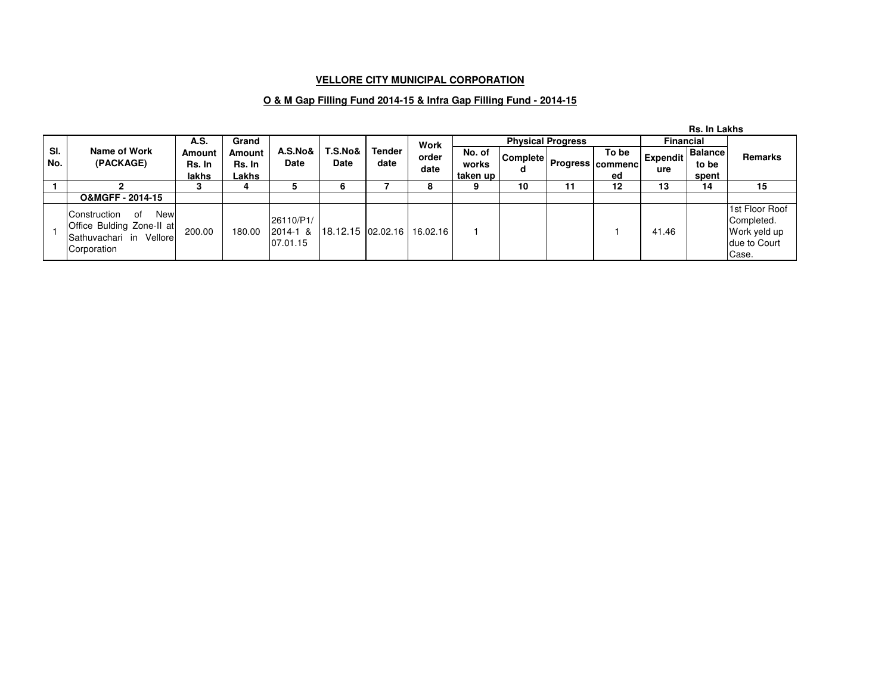**VELLORE CITY MUNICIPAL CORPORATION**

**O & M Gap Filling Fund 2014-15 & Infra Gap Filling Fund - 2014-15**

**Rs. In Lakhs**

| Sl. No. | Name of Work (PACKAGE) | A.S. Amount Rs. In lakhs | Grand Amount Rs. In Lakhs | A.S.No& Date | T.S.No& Date | Tender date | Work order date | Physical Progress | | | | Financial | | Remarks |
|---|---|---|---|---|---|---|---|---|---|---|---|---|---|---|
| | | | | | | | | No. of works taken up | Completed | Progress | To be commenced | Expenditure | Balance to be spent | |
| 1 | 2 | 3 | 4 | 5 | 6 | 7 | 8 | 9 | 10 | 11 | 12 | 13 | 14 | 15 |
| | O&MGFF - 2014-15 | | | | | | | | | | | | | |
| 1 | Construction of New Office Bulding Zone-II at Sathuvachari in Vellore Corporation | 200.00 | 180.00 | 26110/P1/ 2014-1 & 07.01.15 | 18.12.15 | 02.02.16 | 16.02.16 | 1 | | | 1 | 41.46 | | 1st Floor Roof Completed. Work yeld up due to Court Case. |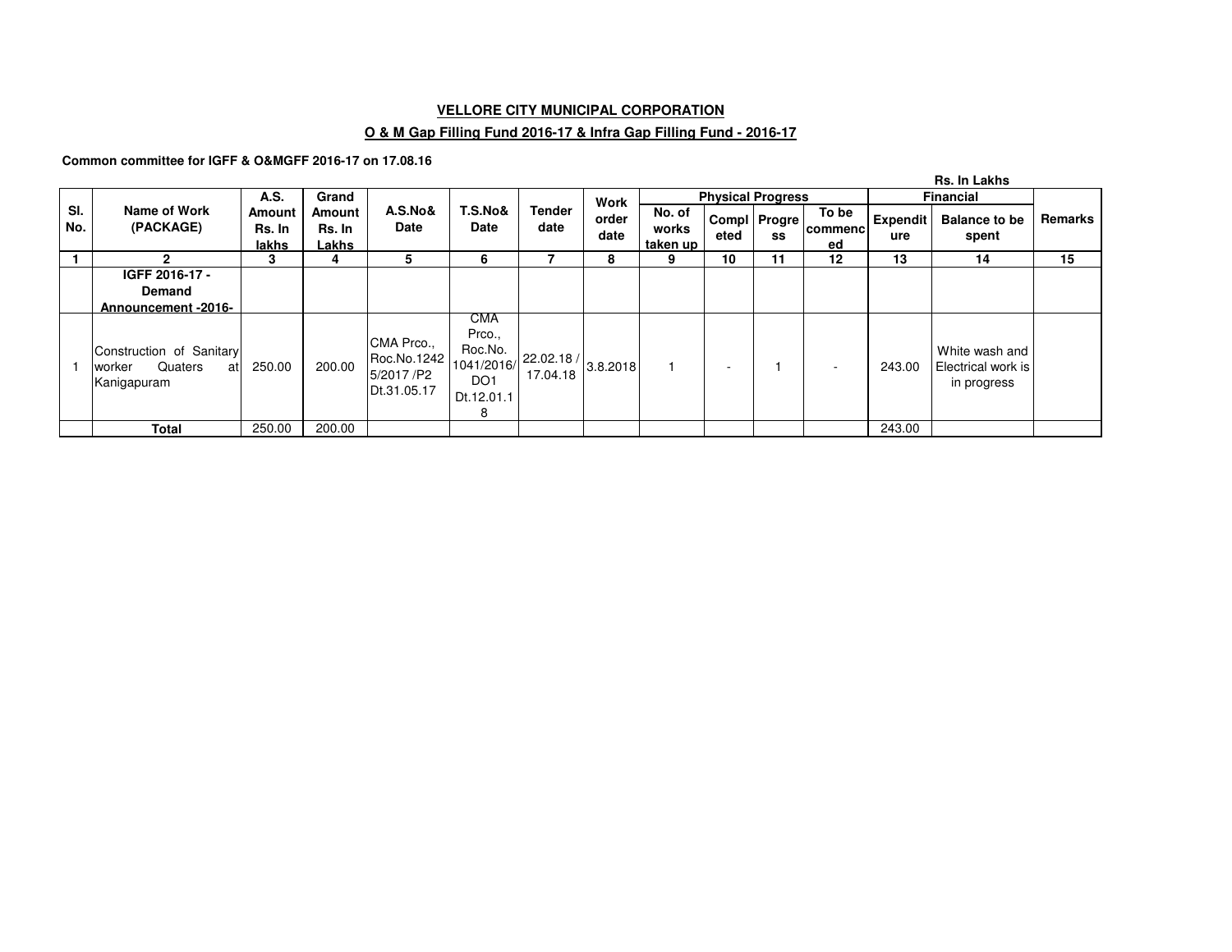**VELLORE CITY MUNICIPAL CORPORATION**

**O & M Gap Filling Fund 2016-17 & Infra Gap Filling Fund - 2016-17**

**Common committee for IGFF & O&MGFF 2016-17 on 17.08.16**

**Rs. In Lakhs**

| Sl. No. | Name of Work (PACKAGE) | A.S. Amount Rs. In lakhs | Grand Amount Rs. In Lakhs | A.S.No& Date | T.S.No& Date | Tender date | Work order date | Physical Progress | | | | Financial | | Remarks |
|---|---|---|---|---|---|---|---|---|---|---|---|---|---|---|
| | | | | | | | | No. of works taken up | Completed | Progress | To be commenced | Expenditure | Balance to be spent | |
| 1 | 2 | 3 | 4 | 5 | 6 | 7 | 8 | 9 | 10 | 11 | 12 | 13 | 14 | 15 |
| | **IGFF 2016-17 - Demand Announcement -2016-** | | | | | | | | | | | | | |
| 1 | Construction of Sanitary worker Quaters at Kanigapuram | 250.00 | 200.00 | CMA Prco., Roc.No.12425/2017 /P2 Dt.31.05.17 | CMA Prco., Roc.No. 1041/2016/ DO1 Dt.12.01.18 | 22.02.18 / 17.04.18 | 3.8.2018 | 1 | - | 1 | - | 243.00 | White wash and Electrical work is in progress | |
| | **Total** | 250.00 | 200.00 | | | | | | | | | 243.00 | | |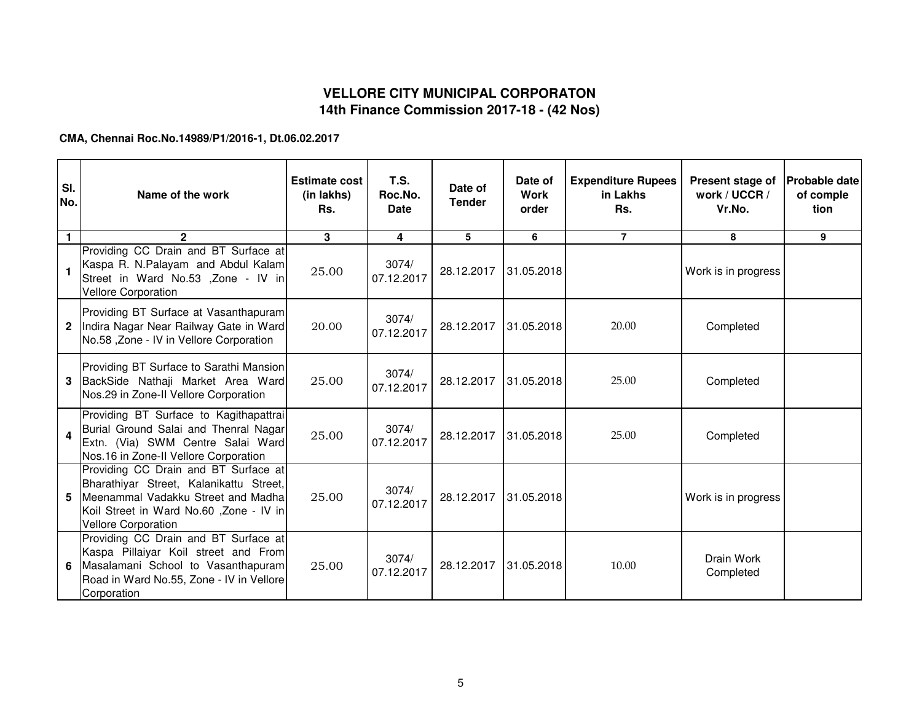## VELLORE CITY MUNICIPAL CORPORATON
## 14th Finance Commission 2017-18 - (42 Nos)

**CMA, Chennai Roc.No.14989/P1/2016-1, Dt.06.02.2017**

| Sl. No. | Name of the work | Estimate cost (in lakhs) Rs. | T.S. Roc.No. Date | Date of Tender | Date of Work order | Expenditure Rupees in Lakhs Rs. | Present stage of work / UCCR / Vr.No. | Probable date of comple tion |
|---|---|---|---|---|---|---|---|---|
| 1 | 2 | 3 | 4 | 5 | 6 | 7 | 8 | 9 |
| 1 | Providing CC Drain and BT Surface at Kaspa R. N.Palayam and Abdul Kalam Street in Ward No.53 ,Zone - IV in Vellore Corporation | 25.00 | 3074/ 07.12.2017 | 28.12.2017 | 31.05.2018 | | Work is in progress | |
| 2 | Providing BT Surface at Vasanthapuram Indira Nagar Near Railway Gate in Ward No.58 ,Zone - IV in Vellore Corporation | 20.00 | 3074/ 07.12.2017 | 28.12.2017 | 31.05.2018 | 20.00 | Completed | |
| 3 | Providing BT Surface to Sarathi Mansion BackSide Nathaji Market Area Ward Nos.29 in Zone-II Vellore Corporation | 25.00 | 3074/ 07.12.2017 | 28.12.2017 | 31.05.2018 | 25.00 | Completed | |
| 4 | Providing BT Surface to Kagithapattrai Burial Ground Salai and Thenral Nagar Extn. (Via) SWM Centre Salai Ward Nos.16 in Zone-II Vellore Corporation | 25.00 | 3074/ 07.12.2017 | 28.12.2017 | 31.05.2018 | 25.00 | Completed | |
| 5 | Providing CC Drain and BT Surface at Bharathiyar Street, Kalanikattu Street, Meenammal Vadakku Street and Madha Koil Street in Ward No.60 ,Zone - IV in Vellore Corporation | 25.00 | 3074/ 07.12.2017 | 28.12.2017 | 31.05.2018 | | Work is in progress | |
| 6 | Providing CC Drain and BT Surface at Kaspa Pillaiyar Koil street and From Masalamani School to Vasanthapuram Road in Ward No.55, Zone - IV in Vellore Corporation | 25.00 | 3074/ 07.12.2017 | 28.12.2017 | 31.05.2018 | 10.00 | Drain Work Completed | |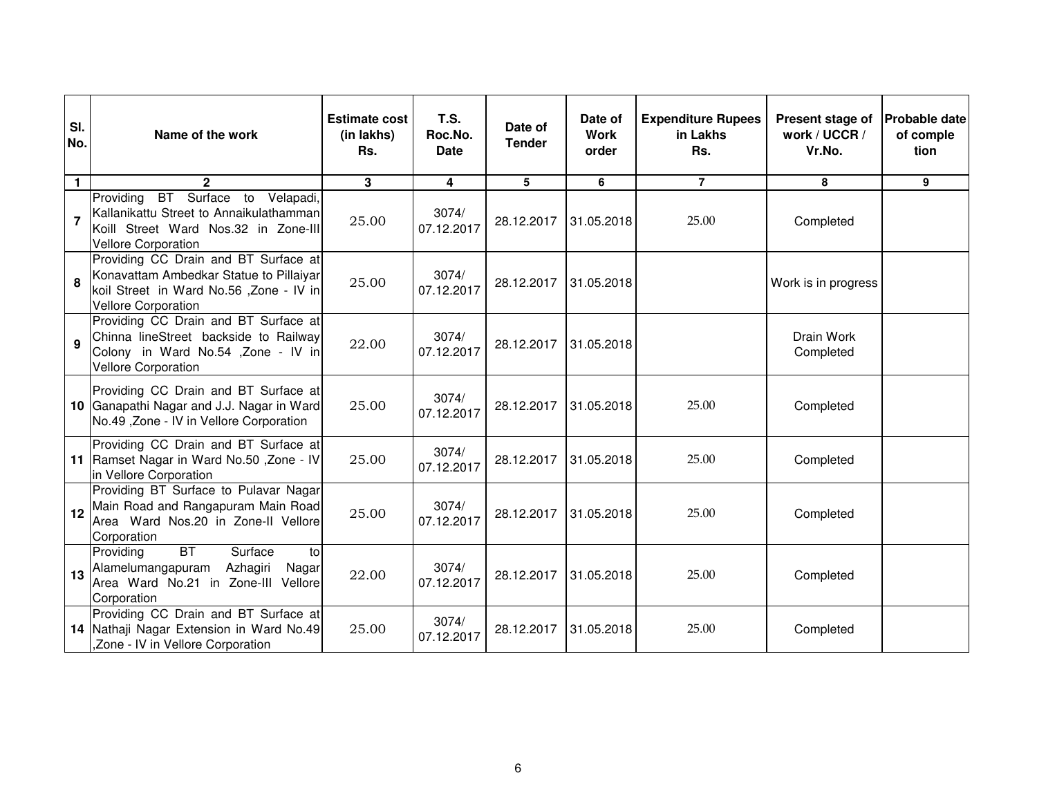| Sl. No. | Name of the work | Estimate cost (in lakhs) Rs. | T.S. Roc.No. Date | Date of Tender | Date of Work order | Expenditure Rupees in Lakhs Rs. | Present stage of work / UCCR / Vr.No. | Probable date of comple tion |
|---|---|---|---|---|---|---|---|---|
| 1 | 2 | 3 | 4 | 5 | 6 | 7 | 8 | 9 |
| 7 | Providing BT Surface to Velapadi, Kallanikattu Street to Annaikulathamman Koill Street Ward Nos.32 in Zone-III Vellore Corporation | 25.00 | 3074/ 07.12.2017 | 28.12.2017 | 31.05.2018 | 25.00 | Completed | |
| 8 | Providing CC Drain and BT Surface at Konavattam Ambedkar Statue to Pillaiyar koil Street in Ward No.56 ,Zone - IV in Vellore Corporation | 25.00 | 3074/ 07.12.2017 | 28.12.2017 | 31.05.2018 | | Work is in progress | |
| 9 | Providing CC Drain and BT Surface at Chinna lineStreet backside to Railway Colony in Ward No.54 ,Zone - IV in Vellore Corporation | 22.00 | 3074/ 07.12.2017 | 28.12.2017 | 31.05.2018 | | Drain Work Completed | |
| 10 | Providing CC Drain and BT Surface at Ganapathi Nagar and J.J. Nagar in Ward No.49 ,Zone - IV in Vellore Corporation | 25.00 | 3074/ 07.12.2017 | 28.12.2017 | 31.05.2018 | 25.00 | Completed | |
| 11 | Providing CC Drain and BT Surface at Ramset Nagar in Ward No.50 ,Zone - IV in Vellore Corporation | 25.00 | 3074/ 07.12.2017 | 28.12.2017 | 31.05.2018 | 25.00 | Completed | |
| 12 | Providing BT Surface to Pulavar Nagar Main Road and Rangapuram Main Road Area Ward Nos.20 in Zone-II Vellore Corporation | 25.00 | 3074/ 07.12.2017 | 28.12.2017 | 31.05.2018 | 25.00 | Completed | |
| 13 | Providing BT Surface to Alamelumangapuram Azhagiri Nagar Area Ward No.21 in Zone-III Vellore Corporation | 22.00 | 3074/ 07.12.2017 | 28.12.2017 | 31.05.2018 | 25.00 | Completed | |
| 14 | Providing CC Drain and BT Surface at Nathaji Nagar Extension in Ward No.49 ,Zone - IV in Vellore Corporation | 25.00 | 3074/ 07.12.2017 | 28.12.2017 | 31.05.2018 | 25.00 | Completed | |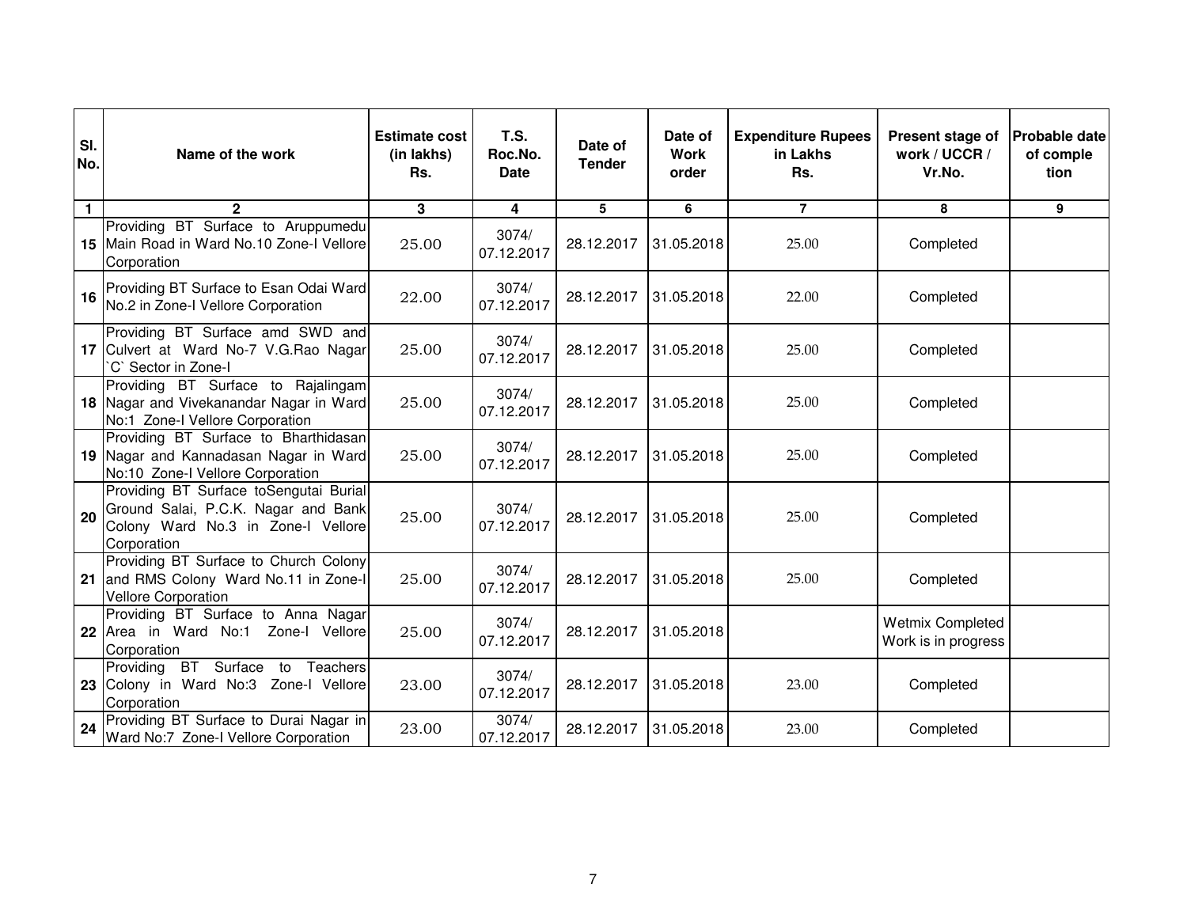| Sl. No. | Name of the work | Estimate cost (in lakhs) Rs. | T.S. Roc.No. Date | Date of Tender | Date of Work order | Expenditure Rupees in Lakhs Rs. | Present stage of work / UCCR / Vr.No. | Probable date of comple tion |
|---|---|---|---|---|---|---|---|---|
| 1 | 2 | 3 | 4 | 5 | 6 | 7 | 8 | 9 |
| 15 | Providing BT Surface to Aruppumedu Main Road in Ward No.10 Zone-I Vellore Corporation | 25.00 | 3074/ 07.12.2017 | 28.12.2017 | 31.05.2018 | 25.00 | Completed | |
| 16 | Providing BT Surface to Esan Odai Ward No.2 in Zone-I Vellore Corporation | 22.00 | 3074/ 07.12.2017 | 28.12.2017 | 31.05.2018 | 22.00 | Completed | |
| 17 | Providing BT Surface amd SWD and Culvert at Ward No-7 V.G.Rao Nagar `C` Sector in Zone-I | 25.00 | 3074/ 07.12.2017 | 28.12.2017 | 31.05.2018 | 25.00 | Completed | |
| 18 | Providing BT Surface to Rajalingam Nagar and Vivekanandar Nagar in Ward No:1 Zone-I Vellore Corporation | 25.00 | 3074/ 07.12.2017 | 28.12.2017 | 31.05.2018 | 25.00 | Completed | |
| 19 | Providing BT Surface to Bharthidasan Nagar and Kannadasan Nagar in Ward No:10 Zone-I Vellore Corporation | 25.00 | 3074/ 07.12.2017 | 28.12.2017 | 31.05.2018 | 25.00 | Completed | |
| 20 | Providing BT Surface toSengutai Burial Ground Salai, P.C.K. Nagar and Bank Colony Ward No.3 in Zone-I Vellore Corporation | 25.00 | 3074/ 07.12.2017 | 28.12.2017 | 31.05.2018 | 25.00 | Completed | |
| 21 | Providing BT Surface to Church Colony and RMS Colony Ward No.11 in Zone-I Vellore Corporation | 25.00 | 3074/ 07.12.2017 | 28.12.2017 | 31.05.2018 | 25.00 | Completed | |
| 22 | Providing BT Surface to Anna Nagar Area in Ward No:1 Zone-I Vellore Corporation | 25.00 | 3074/ 07.12.2017 | 28.12.2017 | 31.05.2018 | | Wetmix Completed Work is in progress | |
| 23 | Providing BT Surface to Teachers Colony in Ward No:3 Zone-I Vellore Corporation | 23.00 | 3074/ 07.12.2017 | 28.12.2017 | 31.05.2018 | 23.00 | Completed | |
| 24 | Providing BT Surface to Durai Nagar in Ward No:7 Zone-I Vellore Corporation | 23.00 | 3074/ 07.12.2017 | 28.12.2017 | 31.05.2018 | 23.00 | Completed | |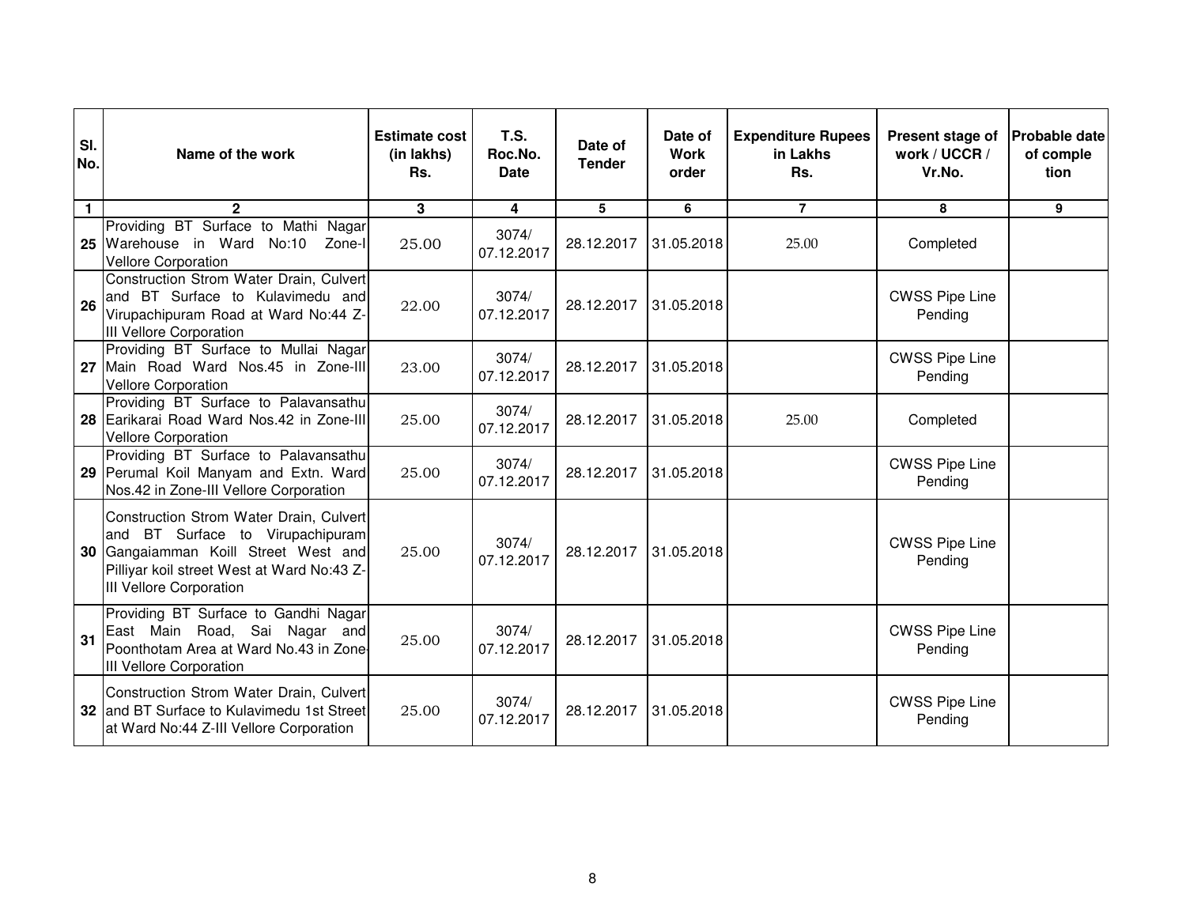| Sl. No. | Name of the work | Estimate cost (in lakhs) Rs. | T.S. Roc.No. Date | Date of Tender | Date of Work order | Expenditure Rupees in Lakhs Rs. | Present stage of work / UCCR / Vr.No. | Probable date of comple tion |
|---|---|---|---|---|---|---|---|---|
| 1 | 2 | 3 | 4 | 5 | 6 | 7 | 8 | 9 |
| 25 | Providing BT Surface to Mathi Nagar Warehouse in Ward No:10 Zone-I Vellore Corporation | 25.00 | 3074/ 07.12.2017 | 28.12.2017 | 31.05.2018 | 25.00 | Completed | |
| 26 | Construction Strom Water Drain, Culvert and BT Surface to Kulavimedu and Virupachipuram Road at Ward No:44 Z-III Vellore Corporation | 22.00 | 3074/ 07.12.2017 | 28.12.2017 | 31.05.2018 | | CWSS Pipe Line Pending | |
| 27 | Providing BT Surface to Mullai Nagar Main Road Ward Nos.45 in Zone-III Vellore Corporation | 23.00 | 3074/ 07.12.2017 | 28.12.2017 | 31.05.2018 | | CWSS Pipe Line Pending | |
| 28 | Providing BT Surface to Palavansathu Earikarai Road Ward Nos.42 in Zone-III Vellore Corporation | 25.00 | 3074/ 07.12.2017 | 28.12.2017 | 31.05.2018 | 25.00 | Completed | |
| 29 | Providing BT Surface to Palavansathu Perumal Koil Manyam and Extn. Ward Nos.42 in Zone-III Vellore Corporation | 25.00 | 3074/ 07.12.2017 | 28.12.2017 | 31.05.2018 | | CWSS Pipe Line Pending | |
| 30 | Construction Strom Water Drain, Culvert and BT Surface to Virupachipuram Gangaiamman Koill Street West and Pilliyar koil street West at Ward No:43 Z-III Vellore Corporation | 25.00 | 3074/ 07.12.2017 | 28.12.2017 | 31.05.2018 | | CWSS Pipe Line Pending | |
| 31 | Providing BT Surface to Gandhi Nagar East Main Road, Sai Nagar and Poonthotam Area at Ward No.43 in Zone-III Vellore Corporation | 25.00 | 3074/ 07.12.2017 | 28.12.2017 | 31.05.2018 | | CWSS Pipe Line Pending | |
| 32 | Construction Strom Water Drain, Culvert and BT Surface to Kulavimedu 1st Street at Ward No:44 Z-III Vellore Corporation | 25.00 | 3074/ 07.12.2017 | 28.12.2017 | 31.05.2018 | | CWSS Pipe Line Pending | |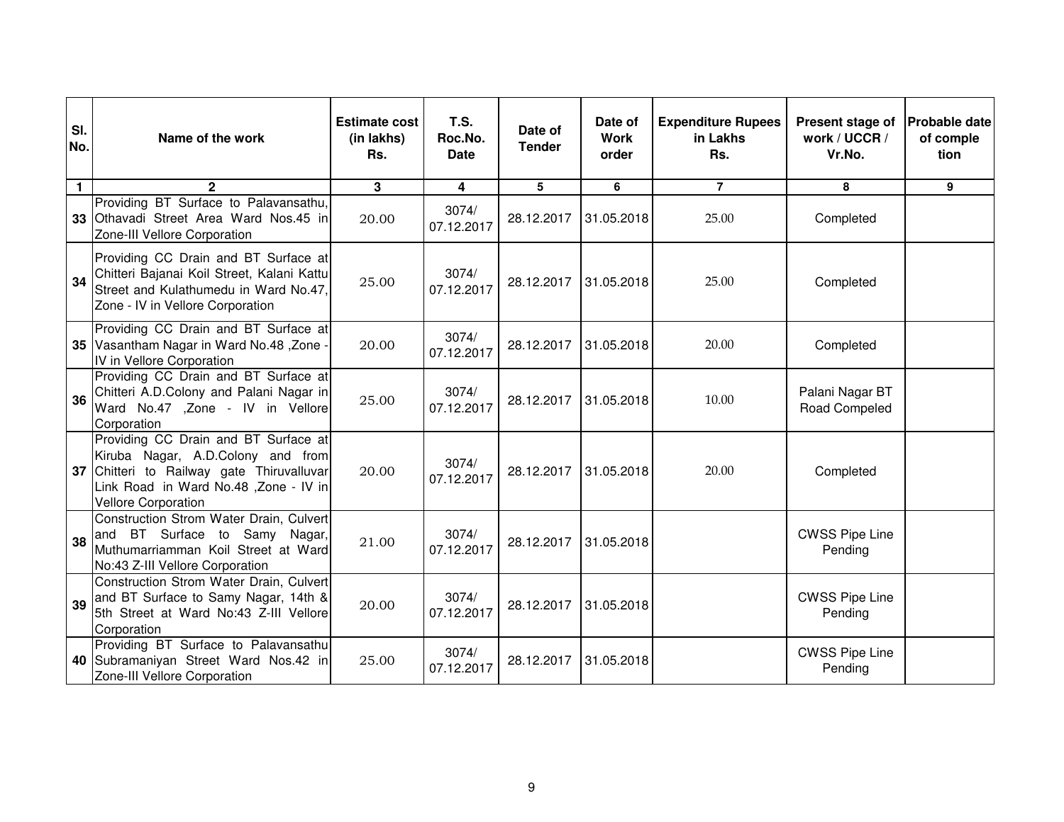| Sl. No. | Name of the work | Estimate cost (in lakhs) Rs. | T.S. Roc.No. Date | Date of Tender | Date of Work order | Expenditure Rupees in Lakhs Rs. | Present stage of work / UCCR / Vr.No. | Probable date of comple tion |
|---|---|---|---|---|---|---|---|---|
| 1 | 2 | 3 | 4 | 5 | 6 | 7 | 8 | 9 |
| 33 | Providing BT Surface to Palavansathu, Othavadi Street Area Ward Nos.45 in Zone-III Vellore Corporation | 20.00 | 3074/ 07.12.2017 | 28.12.2017 | 31.05.2018 | 25.00 | Completed | |
| 34 | Providing CC Drain and BT Surface at Chitteri Bajanai Koil Street, Kalani Kattu Street and Kulathumedu in Ward No.47, Zone - IV in Vellore Corporation | 25.00 | 3074/ 07.12.2017 | 28.12.2017 | 31.05.2018 | 25.00 | Completed | |
| 35 | Providing CC Drain and BT Surface at Vasantham Nagar in Ward No.48 ,Zone - IV in Vellore Corporation | 20.00 | 3074/ 07.12.2017 | 28.12.2017 | 31.05.2018 | 20.00 | Completed | |
| 36 | Providing CC Drain and BT Surface at Chitteri A.D.Colony and Palani Nagar in Ward No.47 ,Zone - IV in Vellore Corporation | 25.00 | 3074/ 07.12.2017 | 28.12.2017 | 31.05.2018 | 10.00 | Palani Nagar BT Road Compeled | |
| 37 | Providing CC Drain and BT Surface at Kiruba Nagar, A.D.Colony and from Chitteri to Railway gate Thiruvalluvar Link Road in Ward No.48 ,Zone - IV in Vellore Corporation | 20.00 | 3074/ 07.12.2017 | 28.12.2017 | 31.05.2018 | 20.00 | Completed | |
| 38 | Construction Strom Water Drain, Culvert and BT Surface to Samy Nagar, Muthumarriamman Koil Street at Ward No:43 Z-III Vellore Corporation | 21.00 | 3074/ 07.12.2017 | 28.12.2017 | 31.05.2018 | | CWSS Pipe Line Pending | |
| 39 | Construction Strom Water Drain, Culvert and BT Surface to Samy Nagar, 14th & 5th Street at Ward No:43 Z-III Vellore Corporation | 20.00 | 3074/ 07.12.2017 | 28.12.2017 | 31.05.2018 | | CWSS Pipe Line Pending | |
| 40 | Providing BT Surface to Palavansathu Subramaniyan Street Ward Nos.42 in Zone-III Vellore Corporation | 25.00 | 3074/ 07.12.2017 | 28.12.2017 | 31.05.2018 | | CWSS Pipe Line Pending | |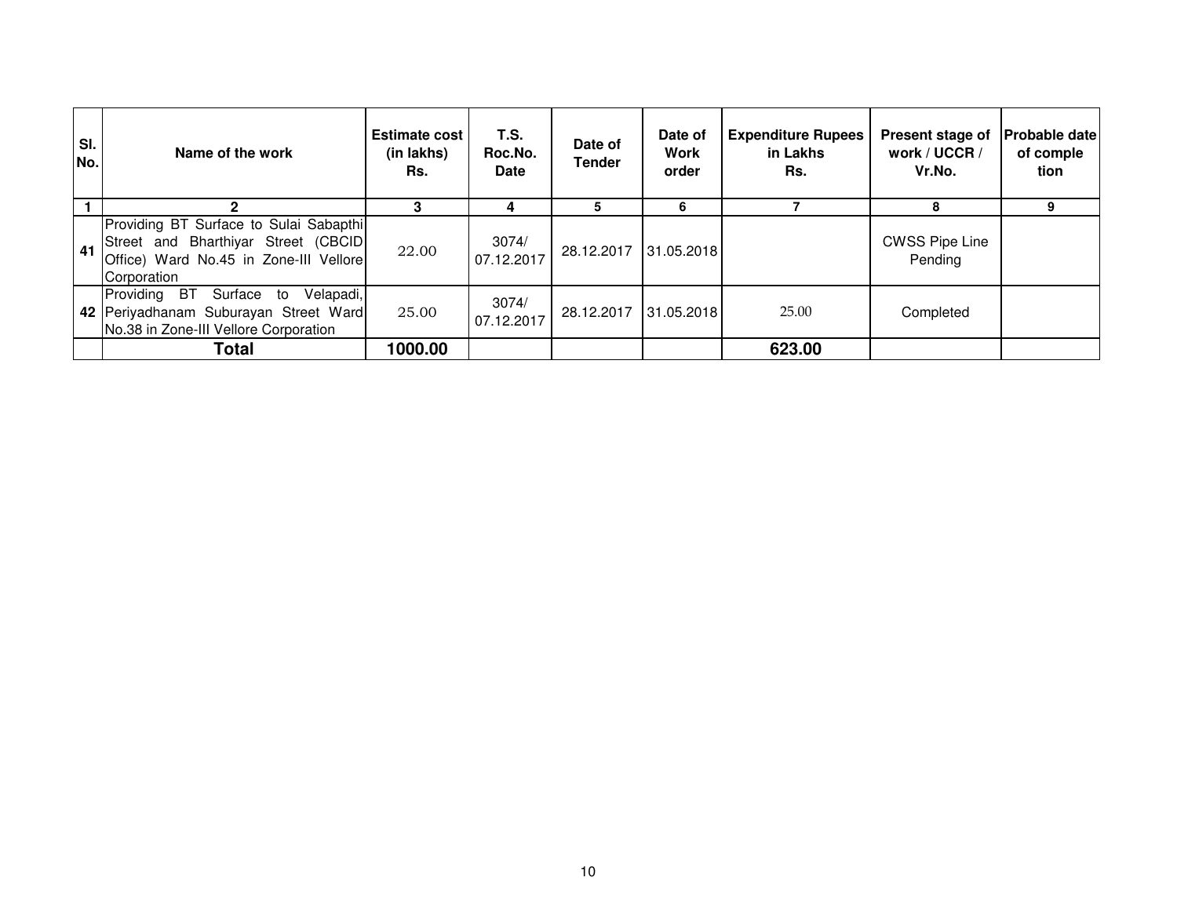| Sl. No. | Name of the work | Estimate cost (in lakhs) Rs. | T.S. Roc.No. Date | Date of Tender | Date of Work order | Expenditure Rupees in Lakhs Rs. | Present stage of work / UCCR / Vr.No. | Probable date of comple tion |
|---|---|---|---|---|---|---|---|---|
| 1 | 2 | 3 | 4 | 5 | 6 | 7 | 8 | 9 |
| 41 | Providing BT Surface to Sulai Sabapthi Street and Bharthiyar Street (CBCID Office) Ward No.45 in Zone-III Vellore Corporation | 22.00 | 3074/ 07.12.2017 | 28.12.2017 | 31.05.2018 | | CWSS Pipe Line Pending | |
| 42 | Providing BT Surface to Velapadi, Periyadhanam Suburayan Street Ward No.38 in Zone-III Vellore Corporation | 25.00 | 3074/ 07.12.2017 | 28.12.2017 | 31.05.2018 | 25.00 | Completed | |
| | **Total** | **1000.00** | | | | **623.00** | | |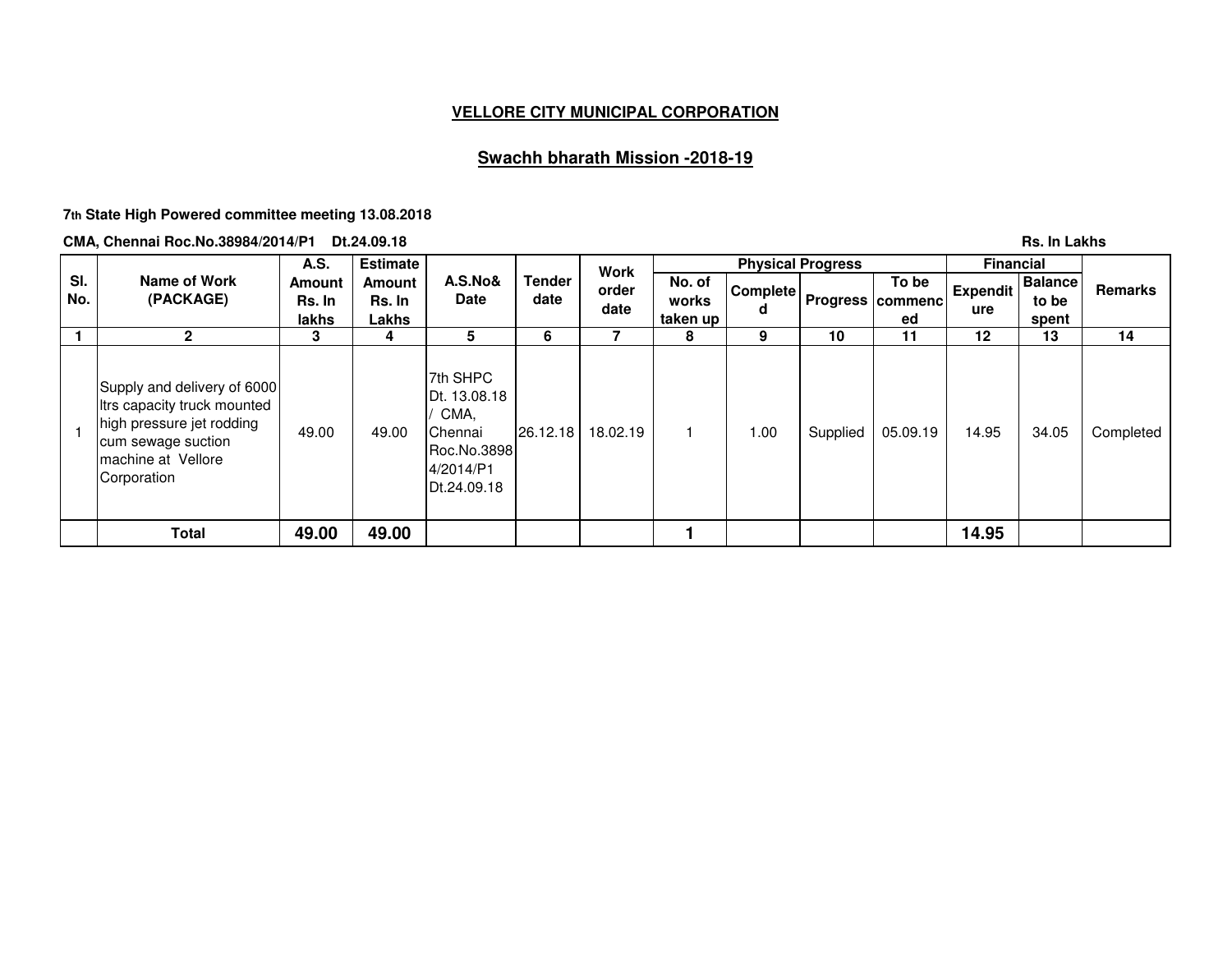## VELLORE CITY MUNICIPAL CORPORATION

## Swachh bharath Mission -2018-19

**7th State High Powered committee meeting 13.08.2018**

**CMA, Chennai Roc.No.38984/2014/P1 Dt.24.09.18** **Rs. In Lakhs**

| Sl. No. | Name of Work (PACKAGE) | A.S. Amount Rs. In lakhs | Estimate Amount Rs. In Lakhs | A.S.No& Date | Tender date | Work order date | Physical Progress | | | | Financial | | Remarks |
|---|---|---|---|---|---|---|---|---|---|---|---|---|---|
| | | | | | | | No. of works taken up | Completed | Progress | To be commenced | Expenditure | Balance to be spent | |
| 1 | 2 | 3 | 4 | 5 | 6 | 7 | 8 | 9 | 10 | 11 | 12 | 13 | 14 |
| 1 | Supply and delivery of 6000 ltrs capacity truck mounted high pressure jet rodding cum sewage suction machine at Vellore Corporation | 49.00 | 49.00 | 7th SHPC Dt. 13.08.18 / CMA, Chennai Roc.No.38984/2014/P1 Dt.24.09.18 | 26.12.18 | 18.02.19 | 1 | 1.00 | Supplied | 05.09.19 | 14.95 | 34.05 | Completed |
| | **Total** | **49.00** | **49.00** | | | | **1** | | | | **14.95** | | |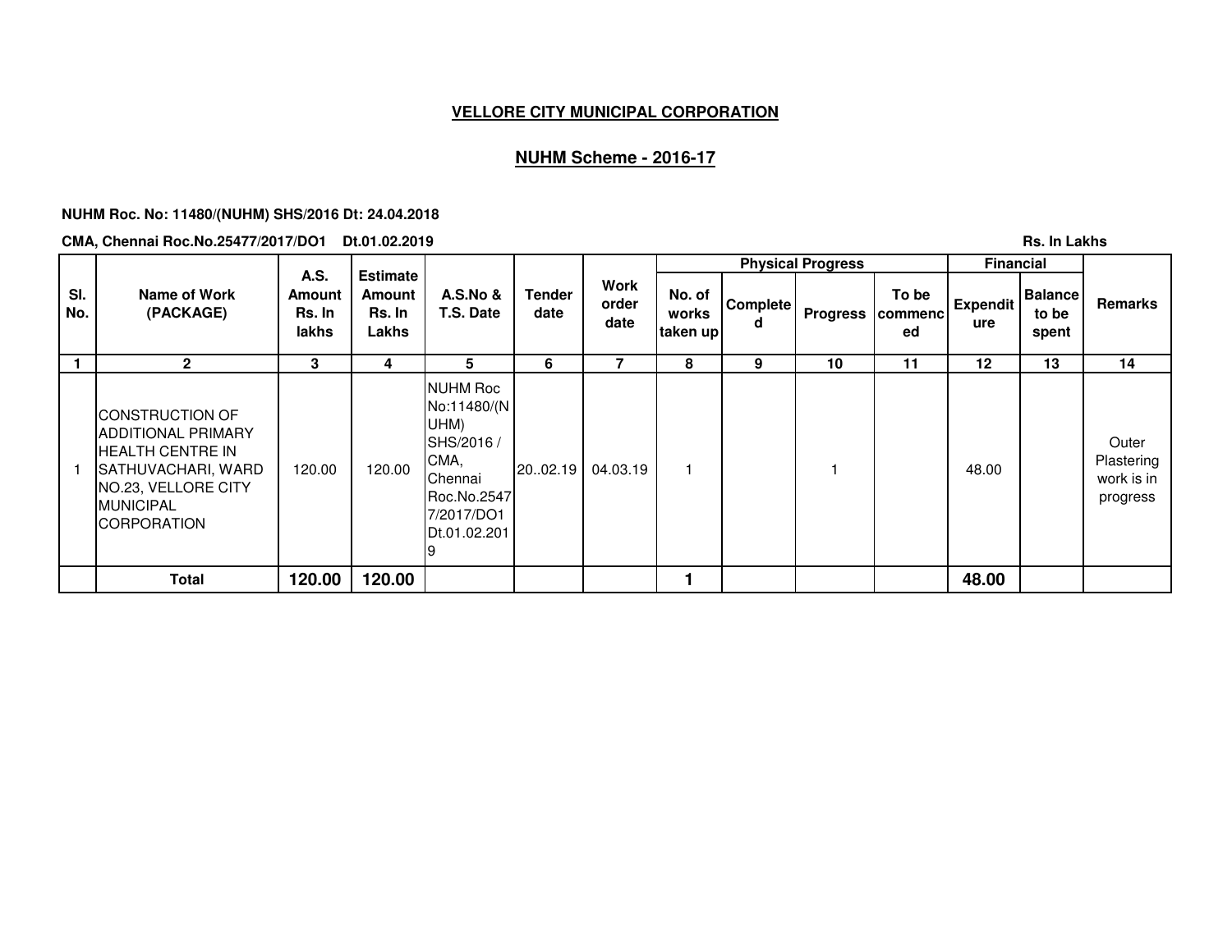**VELLORE CITY MUNICIPAL CORPORATION**

**NUHM Scheme - 2016-17**

**NUHM Roc. No: 11480/(NUHM) SHS/2016 Dt: 24.04.2018**

**CMA, Chennai Roc.No.25477/2017/DO1 Dt.01.02.2019**

Rs. In Lakhs

| Sl. No. | Name of Work (PACKAGE) | A.S. Amount Rs. In lakhs | Estimate Amount Rs. In Lakhs | A.S.No & T.S. Date | Tender date | Work order date | Physical Progress | | | | Financial | | Remarks |
|---|---|---|---|---|---|---|---|---|---|---|---|---|---|
| | | | | | | | No. of works taken up | Completed | Progress | To be commenced | Expenditure | Balance to be spent | |
| 1 | 2 | 3 | 4 | 5 | 6 | 7 | 8 | 9 | 10 | 11 | 12 | 13 | 14 |
| 1 | CONSTRUCTION OF ADDITIONAL PRIMARY HEALTH CENTRE IN SATHUVACHARI, WARD NO.23, VELLORE CITY MUNICIPAL CORPORATION | 120.00 | 120.00 | NUHM Roc No:11480/(NUHM) SHS/2016 / CMA, Chennai Roc.No.25477/2017/DO1 Dt.01.02.2019 | 20..02.19 | 04.03.19 | 1 | | 1 | | 48.00 | | Outer Plastering work is in progress |
| | **Total** | **120.00** | **120.00** | | | | **1** | | | | **48.00** | | |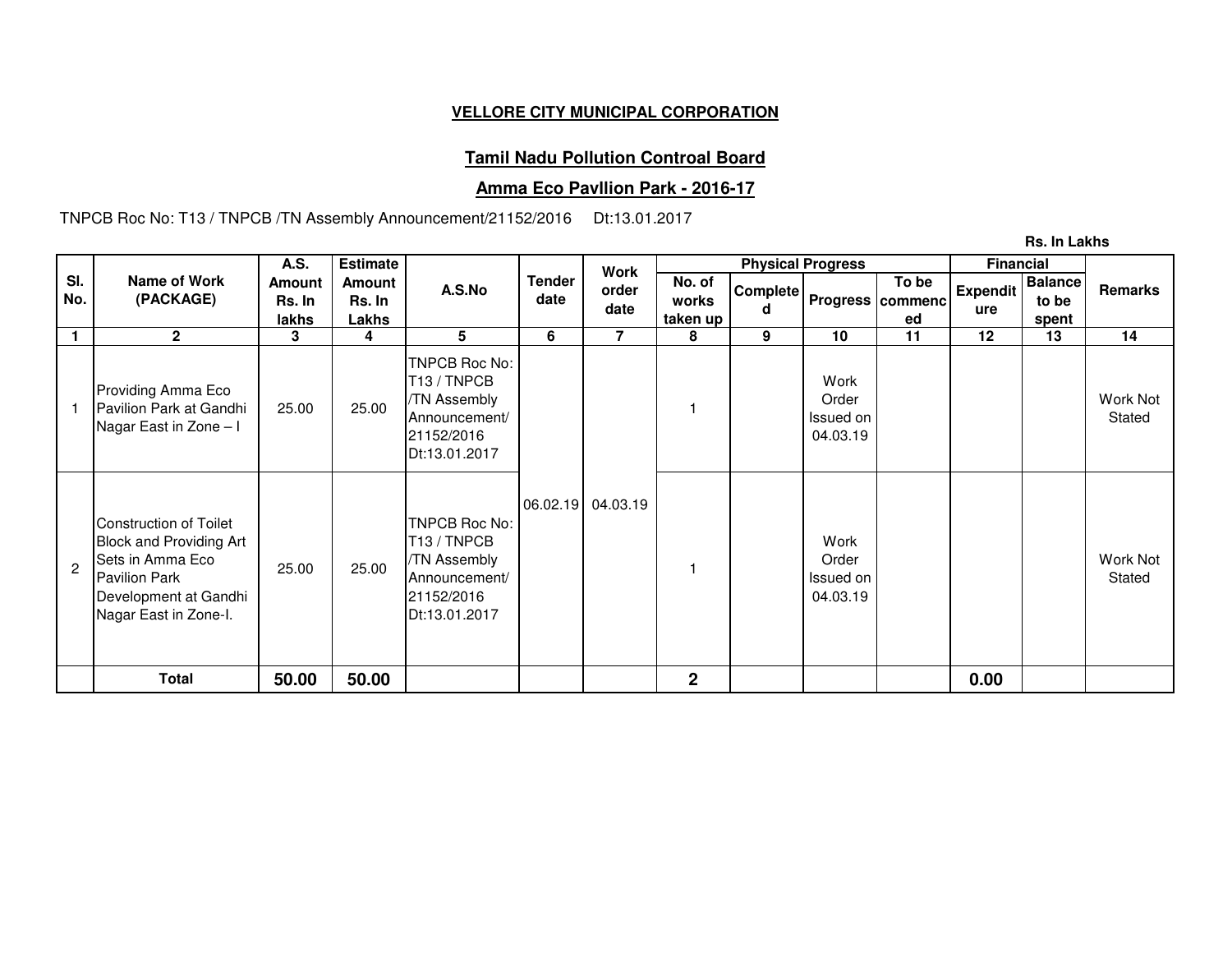**VELLORE CITY MUNICIPAL CORPORATION**

**Tamil Nadu Pollution Controal Board**

**Amma Eco Pavllion Park - 2016-17**

TNPCB Roc No: T13 / TNPCB /TN Assembly Announcement/21152/2016 Dt:13.01.2017

**Rs. In Lakhs**

| Sl. No. | Name of Work (PACKAGE) | A.S. Amount Rs. In lakhs | Estimate Amount Rs. In Lakhs | A.S.No | Tender date | Work order date | Physical Progress | | | | Financial | | Remarks |
|---|---|---|---|---|---|---|---|---|---|---|---|---|---|
| | | | | | | | No. of works taken up | Completed | Progress | To be commenced | Expenditure | Balance to be spent | |
| 1 | 2 | 3 | 4 | 5 | 6 | 7 | 8 | 9 | 10 | 11 | 12 | 13 | 14 |
| 1 | Providing Amma Eco Pavilion Park at Gandhi Nagar East in Zone – I | 25.00 | 25.00 | TNPCB Roc No: T13 / TNPCB /TN Assembly Announcement/ 21152/2016 Dt:13.01.2017 | 06.02.19 | 04.03.19 | 1 | | Work Order Issued on 04.03.19 | | | | Work Not Stated |
| 2 | Construction of Toilet Block and Providing Art Sets in Amma Eco Pavilion Park Development at Gandhi Nagar East in Zone-I. | 25.00 | 25.00 | TNPCB Roc No: T13 / TNPCB /TN Assembly Announcement/ 21152/2016 Dt:13.01.2017 | | | 1 | | Work Order Issued on 04.03.19 | | | | Work Not Stated |
| | **Total** | **50.00** | **50.00** | | | | **2** | | | | **0.00** | | |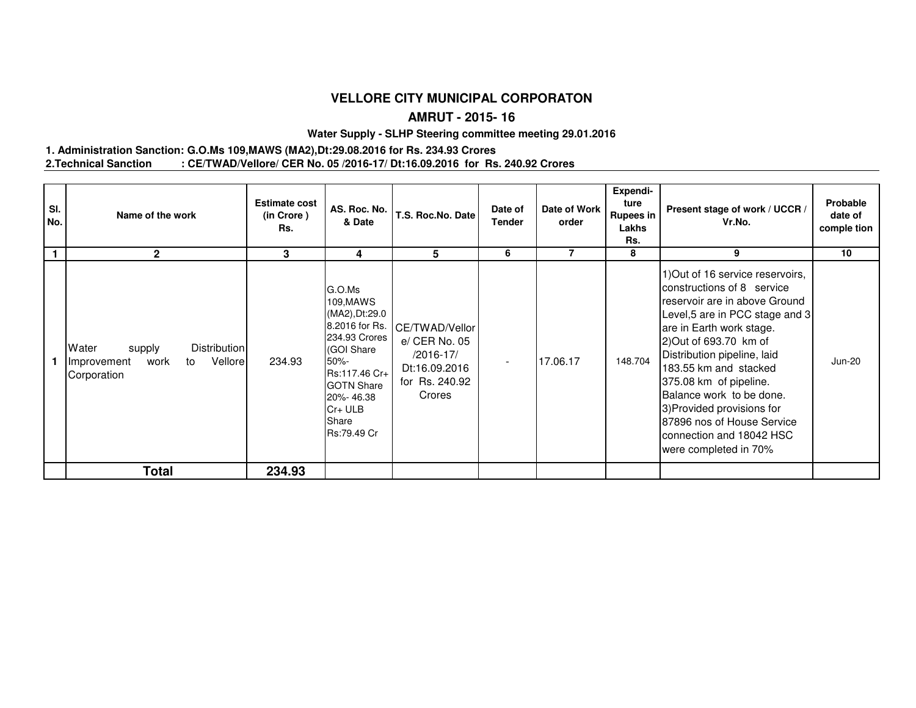# VELLORE CITY MUNICIPAL CORPORATON

## AMRUT - 2015- 16

### Water Supply - SLHP Steering committee meeting 29.01.2016

**1. Administration Sanction: G.O.Ms 109,MAWS (MA2),Dt:29.08.2016 for Rs. 234.93 Crores**
**2.Technical Sanction : CE/TWAD/Vellore/ CER No. 05 /2016-17/ Dt:16.09.2016 for Rs. 240.92 Crores**

| Sl. No. | Name of the work | Estimate cost (in Crore ) Rs. | AS. Roc. No. & Date | T.S. Roc.No. Date | Date of Tender | Date of Work order | Expendi- ture Rupees in Lakhs Rs. | Present stage of work / UCCR / Vr.No. | Probable date of comple tion |
|---|---|---|---|---|---|---|---|---|---|
| 1 | 2 | 3 | 4 | 5 | 6 | 7 | 8 | 9 | 10 |
| 1 | Water supply Distribution Improvement work to Vellore Corporation | 234.93 | G.O.Ms 109,MAWS (MA2),Dt:29.08.2016 for Rs. 234.93 Crores (GOI Share 50%- Rs:117.46 Cr+ GOTN Share 20%- 46.38 Cr+ ULB Share Rs:79.49 Cr | CE/TWAD/Vellore/ CER No. 05 /2016-17/ Dt:16.09.2016 for Rs. 240.92 Crores | - | 17.06.17 | 148.704 | 1)Out of 16 service reservoirs, constructions of 8 service reservoir are in above Ground Level,5 are in PCC stage and 3 are in Earth work stage. 2)Out of 693.70 km of Distribution pipeline, laid 183.55 km and stacked 375.08 km of pipeline. Balance work to be done. 3)Provided provisions for 87896 nos of House Service connection and 18042 HSC were completed in 70% | Jun-20 |
| | **Total** | **234.93** | | | | | | | |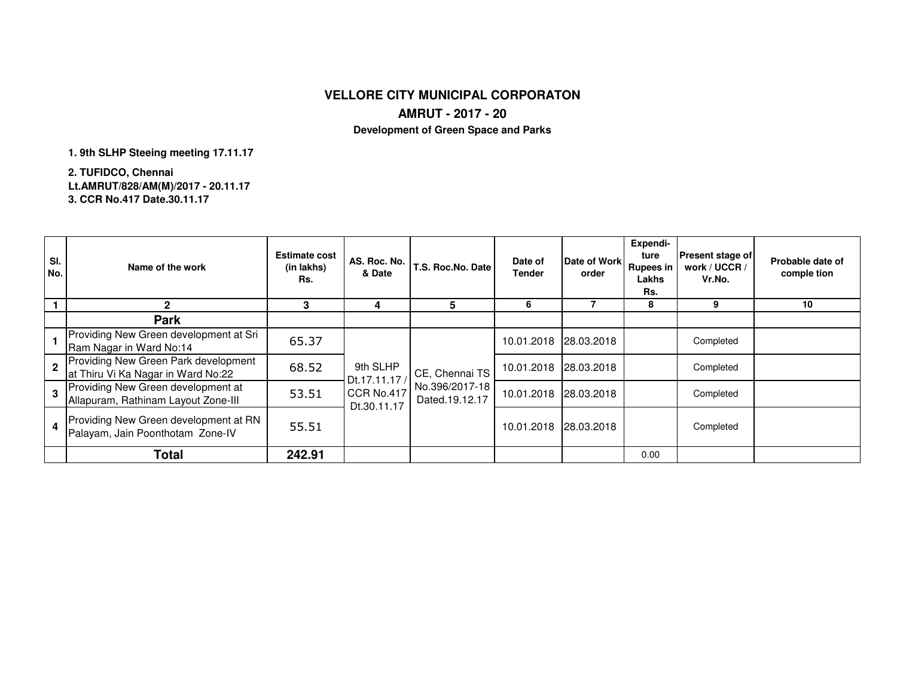# VELLORE CITY MUNICIPAL CORPORATON

## AMRUT - 2017 - 20

### Development of Green Space and Parks

**1. 9th SLHP Steeing meeting 17.11.17**

**2. TUFIDCO, Chennai**
**Lt.AMRUT/828/AM(M)/2017 - 20.11.17**
**3. CCR No.417 Date.30.11.17**

| Sl. No. | Name of the work | Estimate cost (in lakhs) Rs. | AS. Roc. No. & Date | T.S. Roc.No. Date | Date of Tender | Date of Work order | Expendi-ture Rupees in Lakhs Rs. | Present stage of work / UCCR / Vr.No. | Probable date of comple tion |
|---|---|---|---|---|---|---|---|---|---|
| 1 | 2 | 3 | 4 | 5 | 6 | 7 | 8 | 9 | 10 |
| | **Park** | | | | | | | | |
| 1 | Providing New Green development at Sri Ram Nagar in Ward No:14 | 65.37 | 9th SLHP Dt.17.11.17 / CCR No.417 Dt.30.11.17 | CE, Chennai TS No.396/2017-18 Dated.19.12.17 | 10.01.2018 | 28.03.2018 | | Completed | |
| 2 | Providing New Green Park development at Thiru Vi Ka Nagar in Ward No:22 | 68.52 | | | 10.01.2018 | 28.03.2018 | | Completed | |
| 3 | Providing New Green development at Allapuram, Rathinam Layout Zone-III | 53.51 | | | 10.01.2018 | 28.03.2018 | | Completed | |
| 4 | Providing New Green development at RN Palayam, Jain Poonthotam Zone-IV | 55.51 | | | 10.01.2018 | 28.03.2018 | | Completed | |
| | **Total** | **242.91** | | | | | 0.00 | | |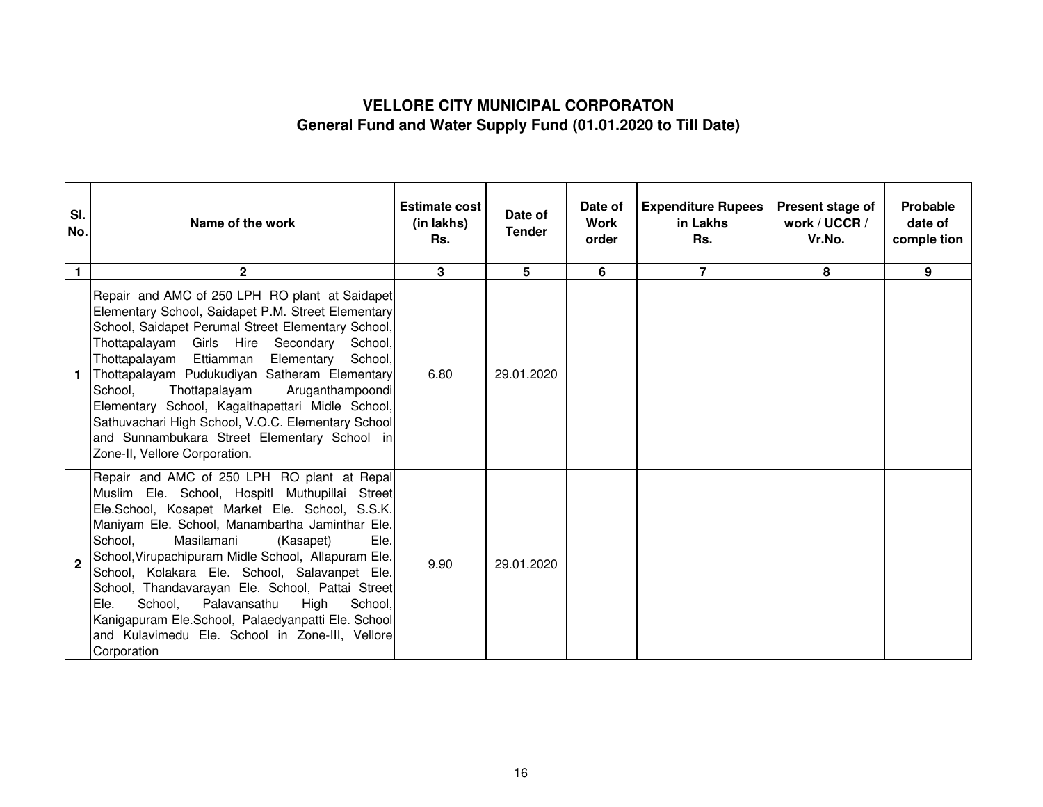**VELLORE CITY MUNICIPAL CORPORATON**

**General Fund and Water Supply Fund (01.01.2020 to Till Date)**

| Sl. No. | Name of the work | Estimate cost (in lakhs) Rs. | Date of Tender | Date of Work order | Expenditure Rupees in Lakhs Rs. | Present stage of work / UCCR / Vr.No. | Probable date of comple tion |
|---|---|---|---|---|---|---|---|
| 1 | 2 | 3 | 5 | 6 | 7 | 8 | 9 |
| 1 | Repair and AMC of 250 LPH RO plant at Saidapet Elementary School, Saidapet P.M. Street Elementary School, Saidapet Perumal Street Elementary School, Thottapalayam Girls Hire Secondary School, Thottapalayam Ettiamman Elementary School, Thottapalayam Pudukudiyan Satheram Elementary School, Thottapalayam Aruganthampoondi Elementary School, Kagaithapettari Midle School, Sathuvachari High School, V.O.C. Elementary School and Sunnambukara Street Elementary School in Zone-II, Vellore Corporation. | 6.80 | 29.01.2020 | | | | |
| 2 | Repair and AMC of 250 LPH RO plant at Repal Muslim Ele. School, Hospitl Muthupillai Street Ele.School, Kosapet Market Ele. School, S.S.K. Maniyam Ele. School, Manambartha Jaminthar Ele. School, Masilamani (Kasapet) Ele. School,Virupachipuram Midle School, Allapuram Ele. School, Kolakara Ele. School, Salavanpet Ele. School, Thandavarayan Ele. School, Pattai Street Ele. School, Palavansathu High School, Kanigapuram Ele.School, Palaedyanpatti Ele. School and Kulavimedu Ele. School in Zone-III, Vellore Corporation | 9.90 | 29.01.2020 | | | | |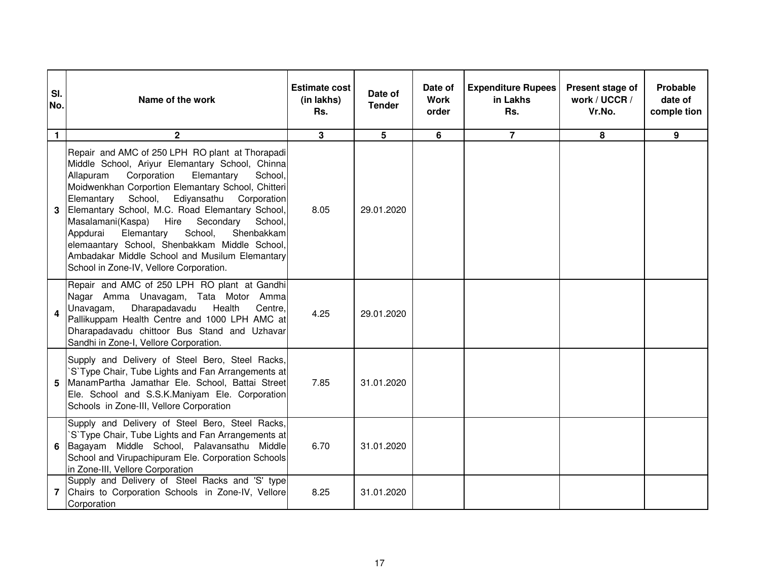| Sl. No. | Name of the work | Estimate cost (in lakhs) Rs. | Date of Tender | Date of Work order | Expenditure Rupees in Lakhs Rs. | Present stage of work / UCCR / Vr.No. | Probable date of comple tion |
|---|---|---|---|---|---|---|---|
| 1 | 2 | 3 | 5 | 6 | 7 | 8 | 9 |
| 3 | Repair and AMC of 250 LPH RO plant at Thorapadi Middle School, Ariyur Elemantary School, Chinna Allapuram Corporation Elemantary School, Moidwenkhan Corportion Elemantary School, Chitteri Elemantary School, Ediyansathu Corporation Elemantary School, M.C. Road Elemantary School, Masalamani(Kaspa) Hire Secondary School, Appdurai Elemantary School, Shenbakkam elemaantary School, Shenbakkam Middle School, Ambadakar Middle School and Musilum Elemantary School in Zone-IV, Vellore Corporation. | 8.05 | 29.01.2020 | | | | |
| 4 | Repair and AMC of 250 LPH RO plant at Gandhi Nagar Amma Unavagam, Tata Motor Amma Unavagam, Dharapadavadu Health Centre, Pallikuppam Health Centre and 1000 LPH AMC at Dharapadavadu chittoor Bus Stand and Uzhavar Sandhi in Zone-I, Vellore Corporation. | 4.25 | 29.01.2020 | | | | |
| 5 | Supply and Delivery of Steel Bero, Steel Racks, `S`Type Chair, Tube Lights and Fan Arrangements at ManamPartha Jamathar Ele. School, Battai Street Ele. School and S.S.K.Maniyam Ele. Corporation Schools in Zone-III, Vellore Corporation | 7.85 | 31.01.2020 | | | | |
| 6 | Supply and Delivery of Steel Bero, Steel Racks, `S`Type Chair, Tube Lights and Fan Arrangements at Bagayam Middle School, Palavansathu Middle School and Virupachipuram Ele. Corporation Schools in Zone-III, Vellore Corporation | 6.70 | 31.01.2020 | | | | |
| 7 | Supply and Delivery of Steel Racks and 'S' type Chairs to Corporation Schools in Zone-IV, Vellore Corporation | 8.25 | 31.01.2020 | | | | |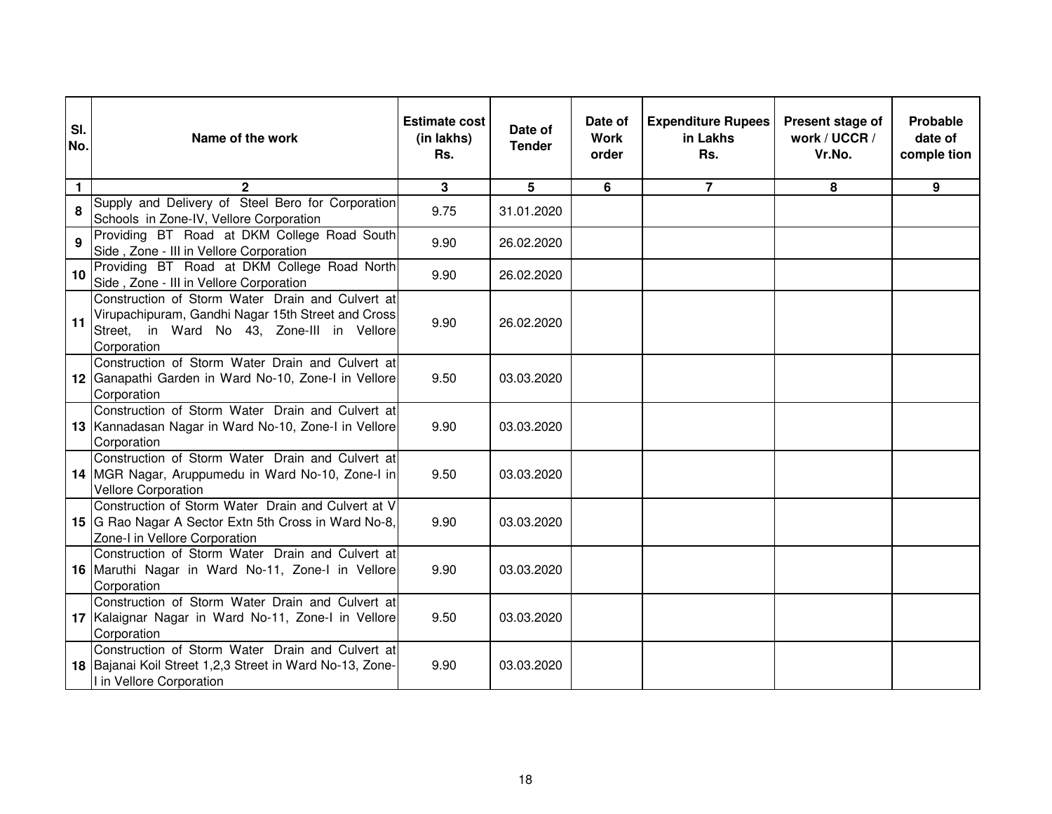| Sl. No. | Name of the work | Estimate cost (in lakhs) Rs. | Date of Tender | Date of Work order | Expenditure Rupees in Lakhs Rs. | Present stage of work / UCCR / Vr.No. | Probable date of comple tion |
|---|---|---|---|---|---|---|---|
| 1 | 2 | 3 | 5 | 6 | 7 | 8 | 9 |
| 8 | Supply and Delivery of Steel Bero for Corporation Schools in Zone-IV, Vellore Corporation | 9.75 | 31.01.2020 | | | | |
| 9 | Providing BT Road at DKM College Road South Side , Zone - III in Vellore Corporation | 9.90 | 26.02.2020 | | | | |
| 10 | Providing BT Road at DKM College Road North Side , Zone - III in Vellore Corporation | 9.90 | 26.02.2020 | | | | |
| 11 | Construction of Storm Water Drain and Culvert at Virupachipuram, Gandhi Nagar 15th Street and Cross Street, in Ward No 43, Zone-III in Vellore Corporation | 9.90 | 26.02.2020 | | | | |
| 12 | Construction of Storm Water Drain and Culvert at Ganapathi Garden in Ward No-10, Zone-I in Vellore Corporation | 9.50 | 03.03.2020 | | | | |
| 13 | Construction of Storm Water Drain and Culvert at Kannadasan Nagar in Ward No-10, Zone-I in Vellore Corporation | 9.90 | 03.03.2020 | | | | |
| 14 | Construction of Storm Water Drain and Culvert at MGR Nagar, Aruppumedu in Ward No-10, Zone-I in Vellore Corporation | 9.50 | 03.03.2020 | | | | |
| 15 | Construction of Storm Water Drain and Culvert at V G Rao Nagar A Sector Extn 5th Cross in Ward No-8, Zone-I in Vellore Corporation | 9.90 | 03.03.2020 | | | | |
| 16 | Construction of Storm Water Drain and Culvert at Maruthi Nagar in Ward No-11, Zone-I in Vellore Corporation | 9.90 | 03.03.2020 | | | | |
| 17 | Construction of Storm Water Drain and Culvert at Kalaignar Nagar in Ward No-11, Zone-I in Vellore Corporation | 9.50 | 03.03.2020 | | | | |
| 18 | Construction of Storm Water Drain and Culvert at Bajanai Koil Street 1,2,3 Street in Ward No-13, Zone-I in Vellore Corporation | 9.90 | 03.03.2020 | | | | |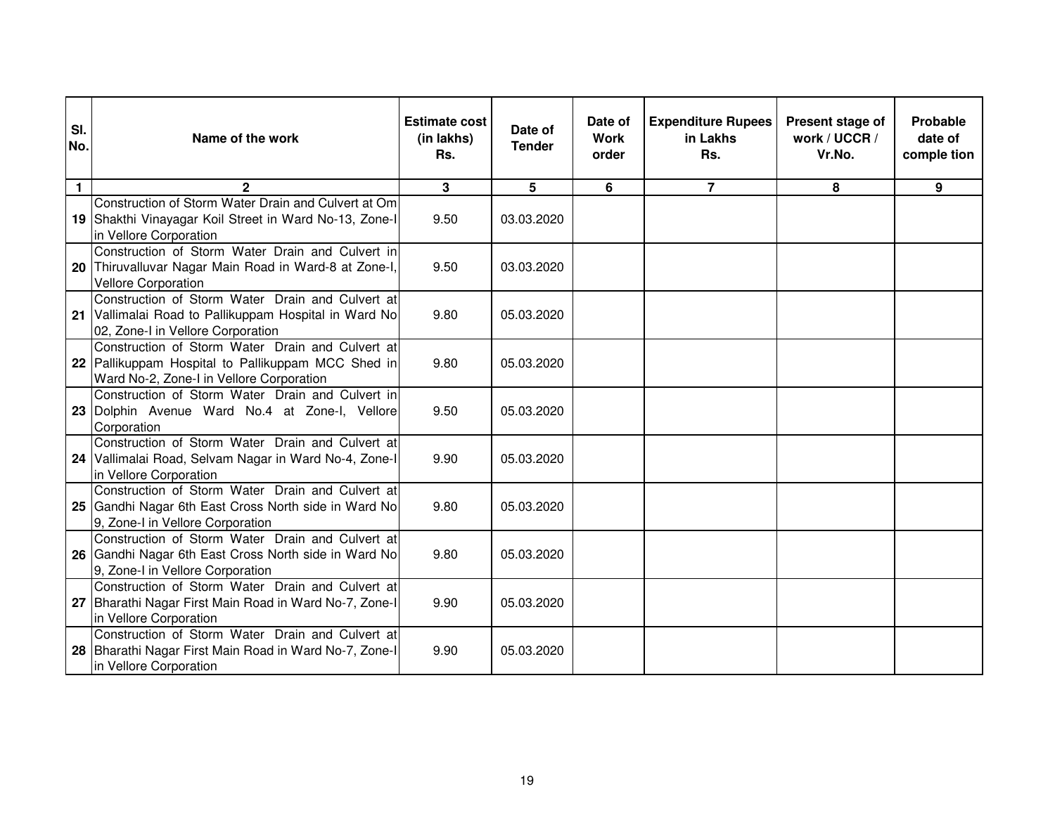| Sl. No. | Name of the work | Estimate cost (in lakhs) Rs. | Date of Tender | Date of Work order | Expenditure Rupees in Lakhs Rs. | Present stage of work / UCCR / Vr.No. | Probable date of comple tion |
|---|---|---|---|---|---|---|---|
| 1 | 2 | 3 | 5 | 6 | 7 | 8 | 9 |
| 19 | Construction of Storm Water Drain and Culvert at Om Shakthi Vinayagar Koil Street in Ward No-13, Zone-I in Vellore Corporation | 9.50 | 03.03.2020 | | | | |
| 20 | Construction of Storm Water Drain and Culvert in Thiruvalluvar Nagar Main Road in Ward-8 at Zone-I, Vellore Corporation | 9.50 | 03.03.2020 | | | | |
| 21 | Construction of Storm Water Drain and Culvert at Vallimalai Road to Pallikuppam Hospital in Ward No 02, Zone-I in Vellore Corporation | 9.80 | 05.03.2020 | | | | |
| 22 | Construction of Storm Water Drain and Culvert at Pallikuppam Hospital to Pallikuppam MCC Shed in Ward No-2, Zone-I in Vellore Corporation | 9.80 | 05.03.2020 | | | | |
| 23 | Construction of Storm Water Drain and Culvert in Dolphin Avenue Ward No.4 at Zone-I, Vellore Corporation | 9.50 | 05.03.2020 | | | | |
| 24 | Construction of Storm Water Drain and Culvert at Vallimalai Road, Selvam Nagar in Ward No-4, Zone-I in Vellore Corporation | 9.90 | 05.03.2020 | | | | |
| 25 | Construction of Storm Water Drain and Culvert at Gandhi Nagar 6th East Cross North side in Ward No 9, Zone-I in Vellore Corporation | 9.80 | 05.03.2020 | | | | |
| 26 | Construction of Storm Water Drain and Culvert at Gandhi Nagar 6th East Cross North side in Ward No 9, Zone-I in Vellore Corporation | 9.80 | 05.03.2020 | | | | |
| 27 | Construction of Storm Water Drain and Culvert at Bharathi Nagar First Main Road in Ward No-7, Zone-I in Vellore Corporation | 9.90 | 05.03.2020 | | | | |
| 28 | Construction of Storm Water Drain and Culvert at Bharathi Nagar First Main Road in Ward No-7, Zone-I in Vellore Corporation | 9.90 | 05.03.2020 | | | | |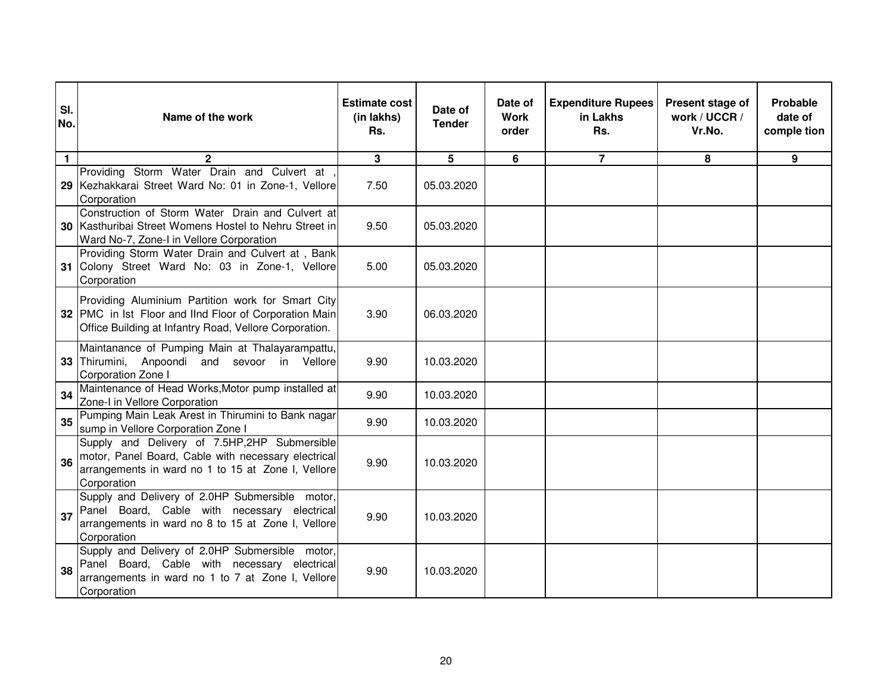| Sl. No. | Name of the work | Estimate cost (in lakhs) Rs. | Date of Tender | Date of Work order | Expenditure Rupees in Lakhs Rs. | Present stage of work / UCCR / Vr.No. | Probable date of comple tion |
|---|---|---|---|---|---|---|---|
| 1 | 2 | 3 | 5 | 6 | 7 | 8 | 9 |
| 29 | Providing Storm Water Drain and Culvert at , Kezhakkarai Street Ward No: 01 in Zone-1, Vellore Corporation | 7.50 | 05.03.2020 | | | | |
| 30 | Construction of Storm Water Drain and Culvert at Kasthuribai Street Womens Hostel to Nehru Street in Ward No-7, Zone-I in Vellore Corporation | 9.50 | 05.03.2020 | | | | |
| 31 | Providing Storm Water Drain and Culvert at , Bank Colony Street Ward No: 03 in Zone-1, Vellore Corporation | 5.00 | 05.03.2020 | | | | |
| 32 | Providing Aluminium Partition work for Smart City PMC in Ist Floor and IInd Floor of Corporation Main Office Building at Infantry Road, Vellore Corporation. | 3.90 | 06.03.2020 | | | | |
| 33 | Maintanance of Pumping Main at Thalayarampattu, Thirumini, Anpoondi and sevoor in Vellore Corporation Zone I | 9.90 | 10.03.2020 | | | | |
| 34 | Maintenance of Head Works,Motor pump installed at Zone-I in Vellore Corporation | 9.90 | 10.03.2020 | | | | |
| 35 | Pumping Main Leak Arest in Thirumini to Bank nagar sump in Vellore Corporation Zone I | 9.90 | 10.03.2020 | | | | |
| 36 | Supply and Delivery of 7.5HP,2HP Submersible motor, Panel Board, Cable with necessary electrical arrangements in ward no 1 to 15 at Zone I, Vellore Corporation | 9.90 | 10.03.2020 | | | | |
| 37 | Supply and Delivery of 2.0HP Submersible motor, Panel Board, Cable with necessary electrical arrangements in ward no 8 to 15 at Zone I, Vellore Corporation | 9.90 | 10.03.2020 | | | | |
| 38 | Supply and Delivery of 2.0HP Submersible motor, Panel Board, Cable with necessary electrical arrangements in ward no 1 to 7 at Zone I, Vellore Corporation | 9.90 | 10.03.2020 | | | | |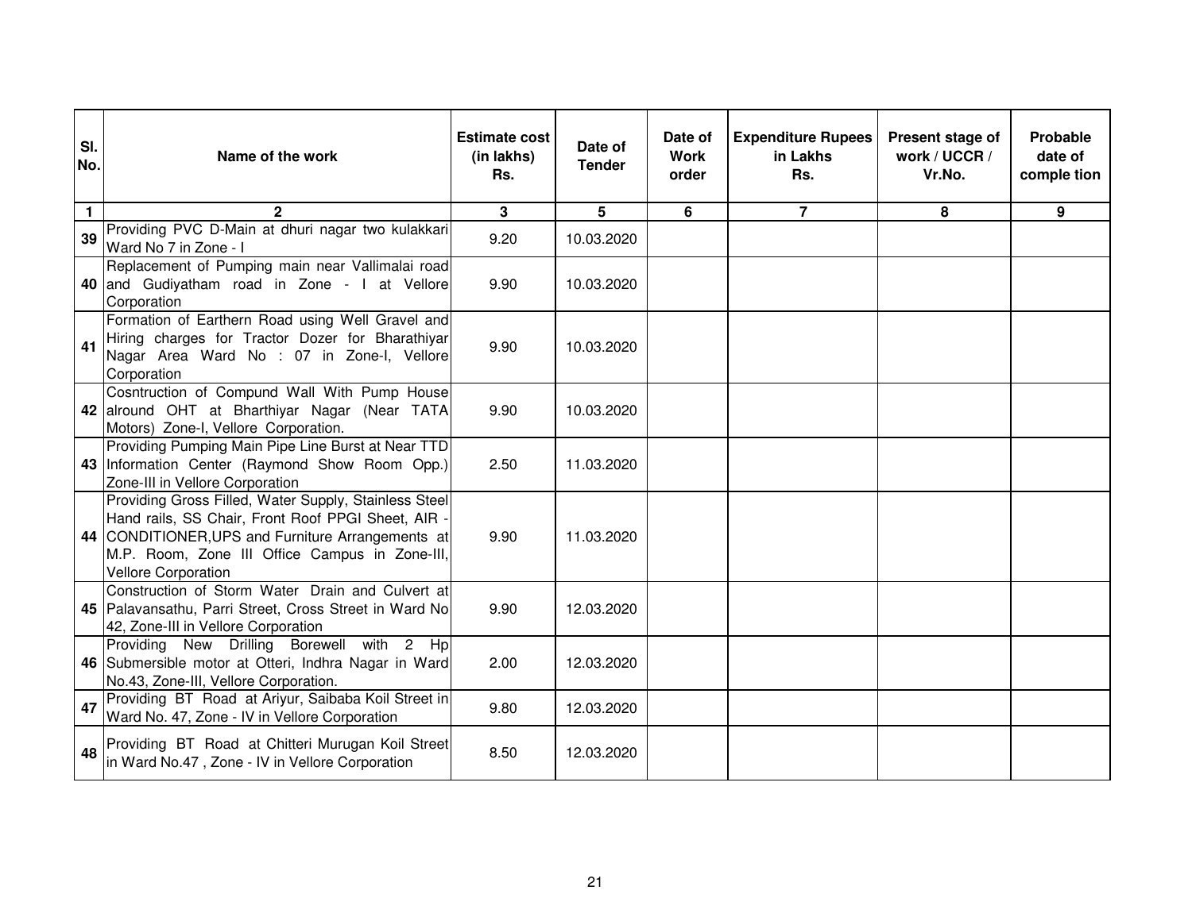| Sl. No. | Name of the work | Estimate cost (in lakhs) Rs. | Date of Tender | Date of Work order | Expenditure Rupees in Lakhs Rs. | Present stage of work / UCCR / Vr.No. | Probable date of comple tion |
|---|---|---|---|---|---|---|---|
| 1 | 2 | 3 | 5 | 6 | 7 | 8 | 9 |
| 39 | Providing PVC D-Main at dhuri nagar two kulakkari Ward No 7 in Zone - I | 9.20 | 10.03.2020 | | | | |
| 40 | Replacement of Pumping main near Vallimalai road and Gudiyatham road in Zone - I at Vellore Corporation | 9.90 | 10.03.2020 | | | | |
| 41 | Formation of Earthern Road using Well Gravel and Hiring charges for Tractor Dozer for Bharathiyar Nagar Area Ward No : 07 in Zone-I, Vellore Corporation | 9.90 | 10.03.2020 | | | | |
| 42 | Cosntruction of Compund Wall With Pump House alround OHT at Bharthiyar Nagar (Near TATA Motors) Zone-I, Vellore Corporation. | 9.90 | 10.03.2020 | | | | |
| 43 | Providing Pumping Main Pipe Line Burst at Near TTD Information Center (Raymond Show Room Opp.) Zone-III in Vellore Corporation | 2.50 | 11.03.2020 | | | | |
| 44 | Providing Gross Filled, Water Supply, Stainless Steel Hand rails, SS Chair, Front Roof PPGI Sheet, AIR - CONDITIONER,UPS and Furniture Arrangements at M.P. Room, Zone III Office Campus in Zone-III, Vellore Corporation | 9.90 | 11.03.2020 | | | | |
| 45 | Construction of Storm Water Drain and Culvert at Palavansathu, Parri Street, Cross Street in Ward No 42, Zone-III in Vellore Corporation | 9.90 | 12.03.2020 | | | | |
| 46 | Providing New Drilling Borewell with 2 Hp Submersible motor at Otteri, Indhra Nagar in Ward No.43, Zone-III, Vellore Corporation. | 2.00 | 12.03.2020 | | | | |
| 47 | Providing BT Road at Ariyur, Saibaba Koil Street in Ward No. 47, Zone - IV in Vellore Corporation | 9.80 | 12.03.2020 | | | | |
| 48 | Providing BT Road at Chitteri Murugan Koil Street in Ward No.47 , Zone - IV in Vellore Corporation | 8.50 | 12.03.2020 | | | | |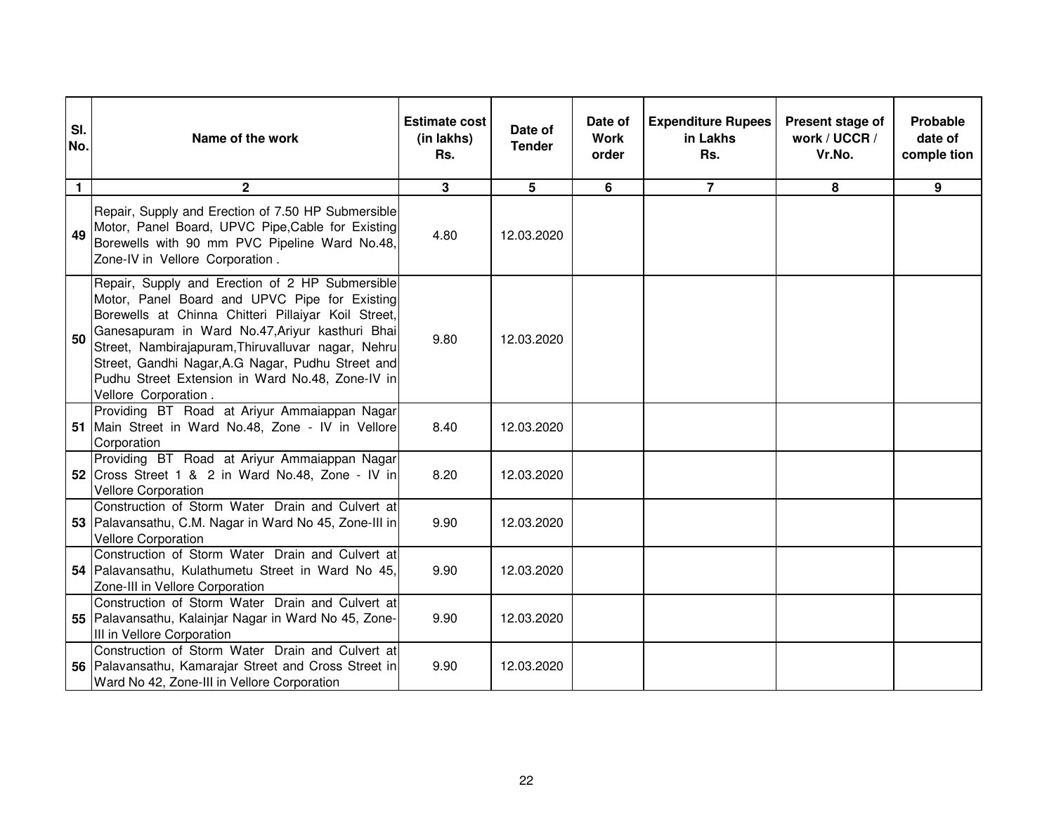| Sl. No. | Name of the work | Estimate cost (in lakhs) Rs. | Date of Tender | Date of Work order | Expenditure Rupees in Lakhs Rs. | Present stage of work / UCCR / Vr.No. | Probable date of comple tion |
|---|---|---|---|---|---|---|---|
| 1 | 2 | 3 | 5 | 6 | 7 | 8 | 9 |
| 49 | Repair, Supply and Erection of 7.50 HP Submersible Motor, Panel Board, UPVC Pipe,Cable for Existing Borewells with 90 mm PVC Pipeline Ward No.48, Zone-IV in Vellore Corporation . | 4.80 | 12.03.2020 | | | | |
| 50 | Repair, Supply and Erection of 2 HP Submersible Motor, Panel Board and UPVC Pipe for Existing Borewells at Chinna Chitteri Pillaiyar Koil Street, Ganesapuram in Ward No.47,Ariyur kasthuri Bhai Street, Nambirajapuram,Thiruvalluvar nagar, Nehru Street, Gandhi Nagar,A.G Nagar, Pudhu Street and Pudhu Street Extension in Ward No.48, Zone-IV in Vellore Corporation . | 9.80 | 12.03.2020 | | | | |
| 51 | Providing BT Road at Ariyur Ammaiappan Nagar Main Street in Ward No.48, Zone - IV in Vellore Corporation | 8.40 | 12.03.2020 | | | | |
| 52 | Providing BT Road at Ariyur Ammaiappan Nagar Cross Street 1 & 2 in Ward No.48, Zone - IV in Vellore Corporation | 8.20 | 12.03.2020 | | | | |
| 53 | Construction of Storm Water Drain and Culvert at Palavansathu, C.M. Nagar in Ward No 45, Zone-III in Vellore Corporation | 9.90 | 12.03.2020 | | | | |
| 54 | Construction of Storm Water Drain and Culvert at Palavansathu, Kulathumetu Street in Ward No 45, Zone-III in Vellore Corporation | 9.90 | 12.03.2020 | | | | |
| 55 | Construction of Storm Water Drain and Culvert at Palavansathu, Kalainjar Nagar in Ward No 45, Zone-III in Vellore Corporation | 9.90 | 12.03.2020 | | | | |
| 56 | Construction of Storm Water Drain and Culvert at Palavansathu, Kamarajar Street and Cross Street in Ward No 42, Zone-III in Vellore Corporation | 9.90 | 12.03.2020 | | | | |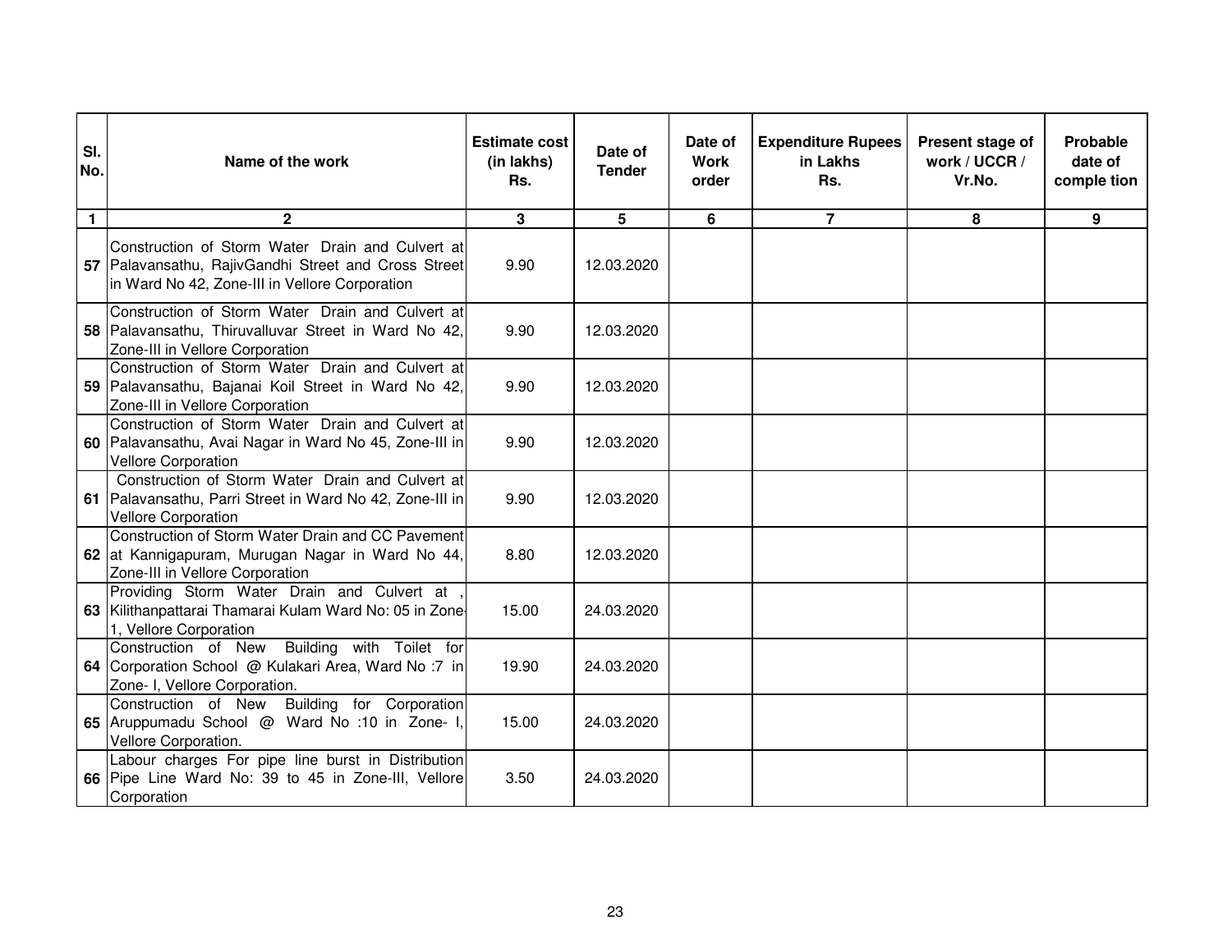| Sl. No. | Name of the work | Estimate cost (in lakhs) Rs. | Date of Tender | Date of Work order | Expenditure Rupees in Lakhs Rs. | Present stage of work / UCCR / Vr.No. | Probable date of comple tion |
|---|---|---|---|---|---|---|---|
| 1 | 2 | 3 | 5 | 6 | 7 | 8 | 9 |
| 57 | Construction of Storm Water Drain and Culvert at Palavansathu, RajivGandhi Street and Cross Street in Ward No 42, Zone-III in Vellore Corporation | 9.90 | 12.03.2020 | | | | |
| 58 | Construction of Storm Water Drain and Culvert at Palavansathu, Thiruvalluvar Street in Ward No 42, Zone-III in Vellore Corporation | 9.90 | 12.03.2020 | | | | |
| 59 | Construction of Storm Water Drain and Culvert at Palavansathu, Bajanai Koil Street in Ward No 42, Zone-III in Vellore Corporation | 9.90 | 12.03.2020 | | | | |
| 60 | Construction of Storm Water Drain and Culvert at Palavansathu, Avai Nagar in Ward No 45, Zone-III in Vellore Corporation | 9.90 | 12.03.2020 | | | | |
| 61 | Construction of Storm Water Drain and Culvert at Palavansathu, Parri Street in Ward No 42, Zone-III in Vellore Corporation | 9.90 | 12.03.2020 | | | | |
| 62 | Construction of Storm Water Drain and CC Pavement at Kannigapuram, Murugan Nagar in Ward No 44, Zone-III in Vellore Corporation | 8.80 | 12.03.2020 | | | | |
| 63 | Providing Storm Water Drain and Culvert at , Kilithanpattarai Thamarai Kulam Ward No: 05 in Zone-1, Vellore Corporation | 15.00 | 24.03.2020 | | | | |
| 64 | Construction of New Building with Toilet for Corporation School @ Kulakari Area, Ward No :7 in Zone- I, Vellore Corporation. | 19.90 | 24.03.2020 | | | | |
| 65 | Construction of New Building for Corporation Aruppumadu School @ Ward No :10 in Zone- I, Vellore Corporation. | 15.00 | 24.03.2020 | | | | |
| 66 | Labour charges For pipe line burst in Distribution Pipe Line Ward No: 39 to 45 in Zone-III, Vellore Corporation | 3.50 | 24.03.2020 | | | | |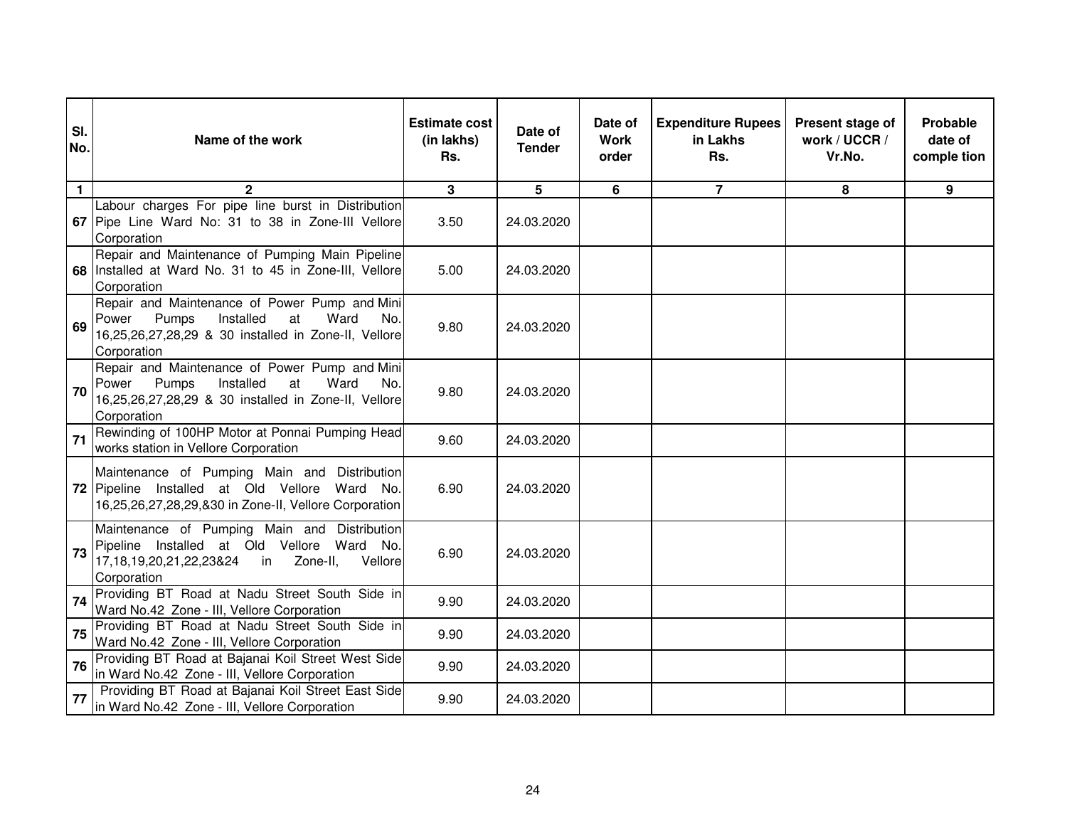| Sl. No. | Name of the work | Estimate cost (in lakhs) Rs. | Date of Tender | Date of Work order | Expenditure Rupees in Lakhs Rs. | Present stage of work / UCCR / Vr.No. | Probable date of comple tion |
|---|---|---|---|---|---|---|---|
| 1 | 2 | 3 | 5 | 6 | 7 | 8 | 9 |
| 67 | Labour charges For pipe line burst in Distribution Pipe Line Ward No: 31 to 38 in Zone-III Vellore Corporation | 3.50 | 24.03.2020 | | | | |
| 68 | Repair and Maintenance of Pumping Main Pipeline Installed at Ward No. 31 to 45 in Zone-III, Vellore Corporation | 5.00 | 24.03.2020 | | | | |
| 69 | Repair and Maintenance of Power Pump and Mini Power Pumps Installed at Ward No. 16,25,26,27,28,29 & 30 installed in Zone-II, Vellore Corporation | 9.80 | 24.03.2020 | | | | |
| 70 | Repair and Maintenance of Power Pump and Mini Power Pumps Installed at Ward No. 16,25,26,27,28,29 & 30 installed in Zone-II, Vellore Corporation | 9.80 | 24.03.2020 | | | | |
| 71 | Rewinding of 100HP Motor at Ponnai Pumping Head works station in Vellore Corporation | 9.60 | 24.03.2020 | | | | |
| 72 | Maintenance of Pumping Main and Distribution Pipeline Installed at Old Vellore Ward No. 16,25,26,27,28,29,&30 in Zone-II, Vellore Corporation | 6.90 | 24.03.2020 | | | | |
| 73 | Maintenance of Pumping Main and Distribution Pipeline Installed at Old Vellore Ward No. 17,18,19,20,21,22,23&24 in Zone-II, Vellore Corporation | 6.90 | 24.03.2020 | | | | |
| 74 | Providing BT Road at Nadu Street South Side in Ward No.42 Zone - III, Vellore Corporation | 9.90 | 24.03.2020 | | | | |
| 75 | Providing BT Road at Nadu Street South Side in Ward No.42 Zone - III, Vellore Corporation | 9.90 | 24.03.2020 | | | | |
| 76 | Providing BT Road at Bajanai Koil Street West Side in Ward No.42 Zone - III, Vellore Corporation | 9.90 | 24.03.2020 | | | | |
| 77 | Providing BT Road at Bajanai Koil Street East Side in Ward No.42 Zone - III, Vellore Corporation | 9.90 | 24.03.2020 | | | | |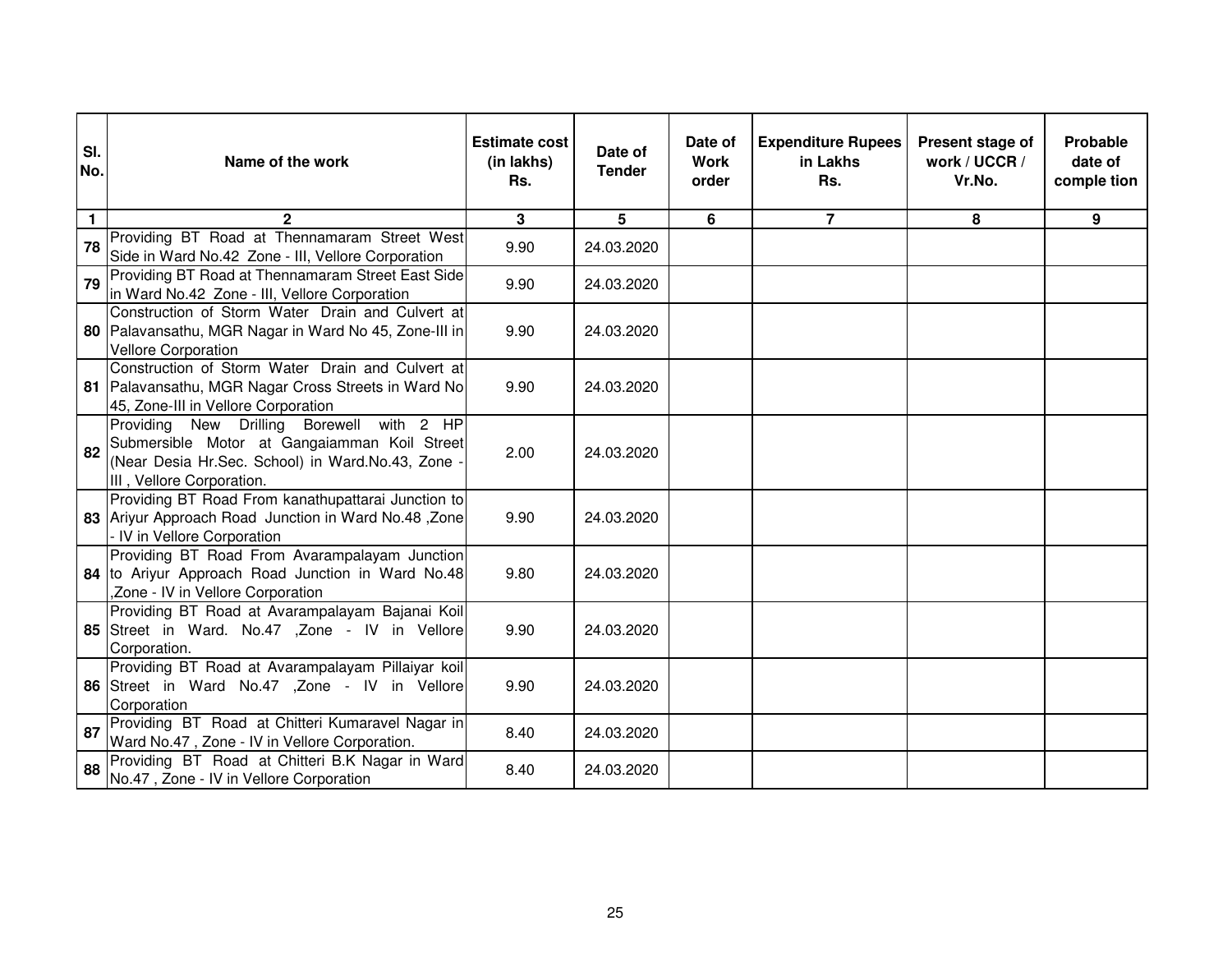| Sl. No. | Name of the work | Estimate cost (in lakhs) Rs. | Date of Tender | Date of Work order | Expenditure Rupees in Lakhs Rs. | Present stage of work / UCCR / Vr.No. | Probable date of comple tion |
|---|---|---|---|---|---|---|---|
| 1 | 2 | 3 | 5 | 6 | 7 | 8 | 9 |
| 78 | Providing BT Road at Thennamaram Street West Side in Ward No.42 Zone - III, Vellore Corporation | 9.90 | 24.03.2020 | | | | |
| 79 | Providing BT Road at Thennamaram Street East Side in Ward No.42 Zone - III, Vellore Corporation | 9.90 | 24.03.2020 | | | | |
| 80 | Construction of Storm Water Drain and Culvert at Palavansathu, MGR Nagar in Ward No 45, Zone-III in Vellore Corporation | 9.90 | 24.03.2020 | | | | |
| 81 | Construction of Storm Water Drain and Culvert at Palavansathu, MGR Nagar Cross Streets in Ward No 45, Zone-III in Vellore Corporation | 9.90 | 24.03.2020 | | | | |
| 82 | Providing New Drilling Borewell with 2 HP Submersible Motor at Gangaiamman Koil Street (Near Desia Hr.Sec. School) in Ward.No.43, Zone - III , Vellore Corporation. | 2.00 | 24.03.2020 | | | | |
| 83 | Providing BT Road From kanathupattarai Junction to Ariyur Approach Road Junction in Ward No.48 ,Zone - IV in Vellore Corporation | 9.90 | 24.03.2020 | | | | |
| 84 | Providing BT Road From Avarampalayam Junction to Ariyur Approach Road Junction in Ward No.48 ,Zone - IV in Vellore Corporation | 9.80 | 24.03.2020 | | | | |
| 85 | Providing BT Road at Avarampalayam Bajanai Koil Street in Ward. No.47 ,Zone - IV in Vellore Corporation. | 9.90 | 24.03.2020 | | | | |
| 86 | Providing BT Road at Avarampalayam Pillaiyar koil Street in Ward No.47 ,Zone - IV in Vellore Corporation | 9.90 | 24.03.2020 | | | | |
| 87 | Providing BT Road at Chitteri Kumaravel Nagar in Ward No.47 , Zone - IV in Vellore Corporation. | 8.40 | 24.03.2020 | | | | |
| 88 | Providing BT Road at Chitteri B.K Nagar in Ward No.47 , Zone - IV in Vellore Corporation | 8.40 | 24.03.2020 | | | | |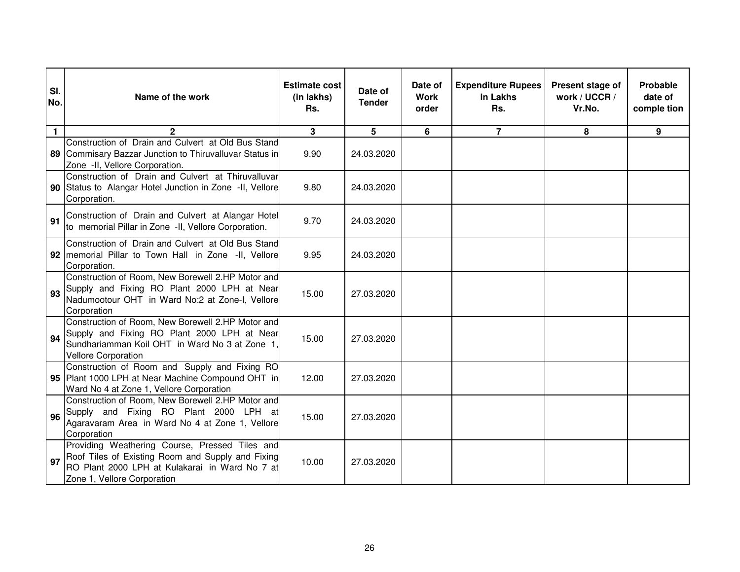| Sl. No. | Name of the work | Estimate cost (in lakhs) Rs. | Date of Tender | Date of Work order | Expenditure Rupees in Lakhs Rs. | Present stage of work / UCCR / Vr.No. | Probable date of comple tion |
|---|---|---|---|---|---|---|---|
| 1 | 2 | 3 | 5 | 6 | 7 | 8 | 9 |
| 89 | Construction of Drain and Culvert at Old Bus Stand Commisary Bazzar Junction to Thiruvalluvar Status in Zone -II, Vellore Corporation. | 9.90 | 24.03.2020 | | | | |
| 90 | Construction of Drain and Culvert at Thiruvalluvar Status to Alangar Hotel Junction in Zone -II, Vellore Corporation. | 9.80 | 24.03.2020 | | | | |
| 91 | Construction of Drain and Culvert at Alangar Hotel to memorial Pillar in Zone -II, Vellore Corporation. | 9.70 | 24.03.2020 | | | | |
| 92 | Construction of Drain and Culvert at Old Bus Stand memorial Pillar to Town Hall in Zone -II, Vellore Corporation. | 9.95 | 24.03.2020 | | | | |
| 93 | Construction of Room, New Borewell 2.HP Motor and Supply and Fixing RO Plant 2000 LPH at Near Nadumootour OHT in Ward No:2 at Zone-I, Vellore Corporation | 15.00 | 27.03.2020 | | | | |
| 94 | Construction of Room, New Borewell 2.HP Motor and Supply and Fixing RO Plant 2000 LPH at Near Sundhariamman Koil OHT in Ward No 3 at Zone 1, Vellore Corporation | 15.00 | 27.03.2020 | | | | |
| 95 | Construction of Room and Supply and Fixing RO Plant 1000 LPH at Near Machine Compound OHT in Ward No 4 at Zone 1, Vellore Corporation | 12.00 | 27.03.2020 | | | | |
| 96 | Construction of Room, New Borewell 2.HP Motor and Supply and Fixing RO Plant 2000 LPH at Agaravaram Area in Ward No 4 at Zone 1, Vellore Corporation | 15.00 | 27.03.2020 | | | | |
| 97 | Providing Weathering Course, Pressed Tiles and Roof Tiles of Existing Room and Supply and Fixing RO Plant 2000 LPH at Kulakarai in Ward No 7 at Zone 1, Vellore Corporation | 10.00 | 27.03.2020 | | | | |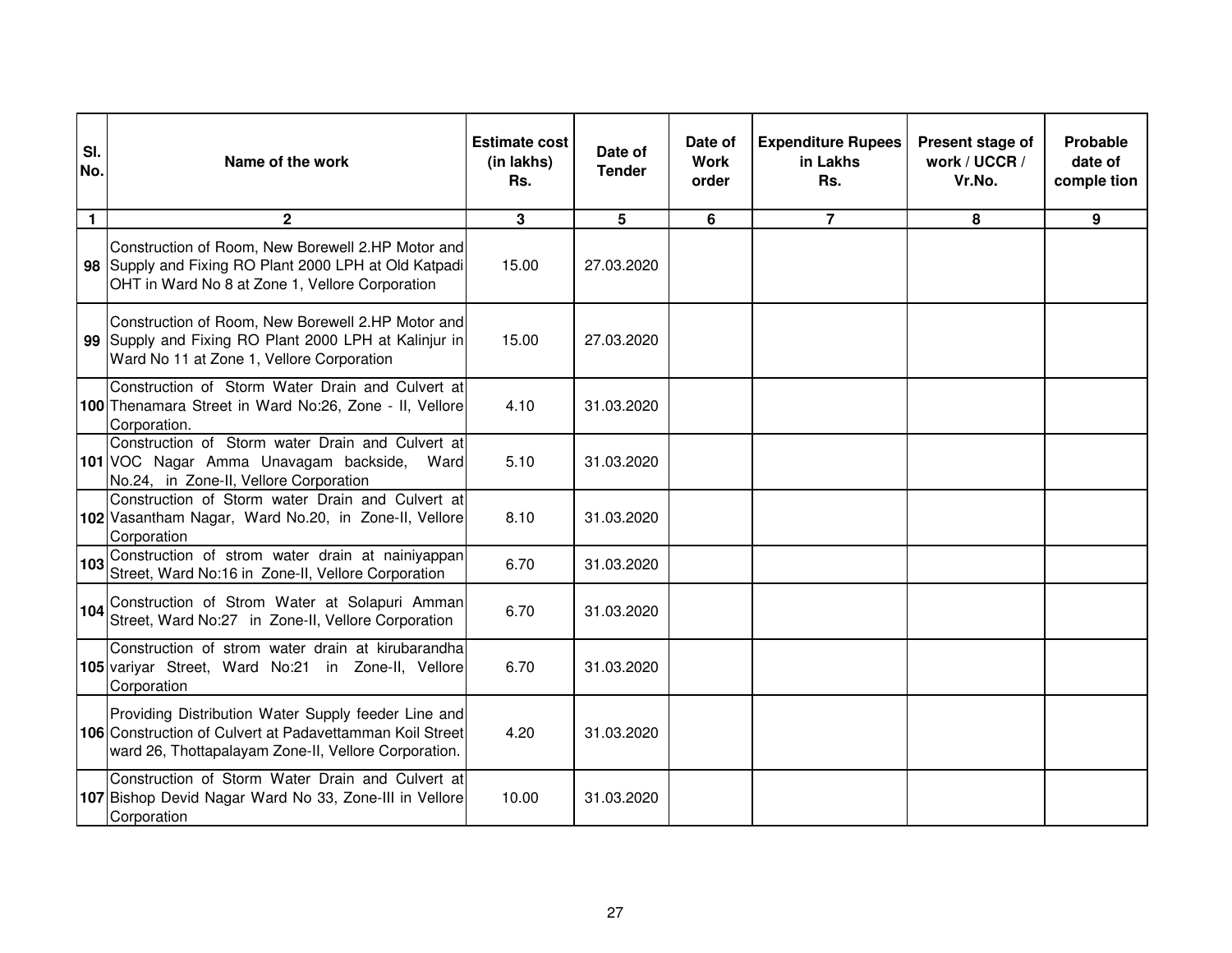| Sl. No. | Name of the work | Estimate cost (in lakhs) Rs. | Date of Tender | Date of Work order | Expenditure Rupees in Lakhs Rs. | Present stage of work / UCCR / Vr.No. | Probable date of comple tion |
|---|---|---|---|---|---|---|---|
| 1 | 2 | 3 | 5 | 6 | 7 | 8 | 9 |
| 98 | Construction of Room, New Borewell 2.HP Motor and Supply and Fixing RO Plant 2000 LPH at Old Katpadi OHT in Ward No 8 at Zone 1, Vellore Corporation | 15.00 | 27.03.2020 | | | | |
| 99 | Construction of Room, New Borewell 2.HP Motor and Supply and Fixing RO Plant 2000 LPH at Kalinjur in Ward No 11 at Zone 1, Vellore Corporation | 15.00 | 27.03.2020 | | | | |
| 100 | Construction of Storm Water Drain and Culvert at Thenamara Street in Ward No:26, Zone - II, Vellore Corporation. | 4.10 | 31.03.2020 | | | | |
| 101 | Construction of Storm water Drain and Culvert at VOC Nagar Amma Unavagam backside, Ward No.24, in Zone-II, Vellore Corporation | 5.10 | 31.03.2020 | | | | |
| 102 | Construction of Storm water Drain and Culvert at Vasantham Nagar, Ward No.20, in Zone-II, Vellore Corporation | 8.10 | 31.03.2020 | | | | |
| 103 | Construction of strom water drain at nainiyappan Street, Ward No:16 in Zone-II, Vellore Corporation | 6.70 | 31.03.2020 | | | | |
| 104 | Construction of Strom Water at Solapuri Amman Street, Ward No:27 in Zone-II, Vellore Corporation | 6.70 | 31.03.2020 | | | | |
| 105 | Construction of strom water drain at kirubarandha variyar Street, Ward No:21 in Zone-II, Vellore Corporation | 6.70 | 31.03.2020 | | | | |
| 106 | Providing Distribution Water Supply feeder Line and Construction of Culvert at Padavettamman Koil Street ward 26, Thottapalayam Zone-II, Vellore Corporation. | 4.20 | 31.03.2020 | | | | |
| 107 | Construction of Storm Water Drain and Culvert at Bishop Devid Nagar Ward No 33, Zone-III in Vellore Corporation | 10.00 | 31.03.2020 | | | | |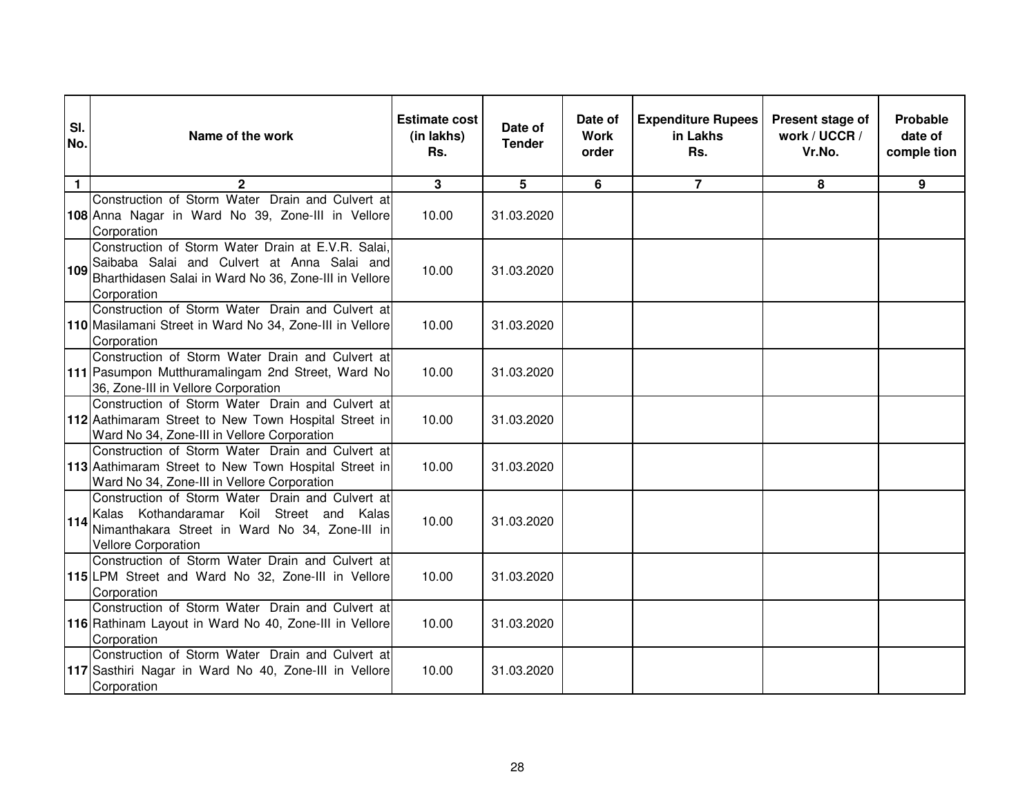| Sl. No. | Name of the work | Estimate cost (in lakhs) Rs. | Date of Tender | Date of Work order | Expenditure Rupees in Lakhs Rs. | Present stage of work / UCCR / Vr.No. | Probable date of comple tion |
|---|---|---|---|---|---|---|---|
| 1 | 2 | 3 | 5 | 6 | 7 | 8 | 9 |
| 108 | Construction of Storm Water Drain and Culvert at Anna Nagar in Ward No 39, Zone-III in Vellore Corporation | 10.00 | 31.03.2020 | | | | |
| 109 | Construction of Storm Water Drain at E.V.R. Salai, Saibaba Salai and Culvert at Anna Salai and Bharthidasen Salai in Ward No 36, Zone-III in Vellore Corporation | 10.00 | 31.03.2020 | | | | |
| 110 | Construction of Storm Water Drain and Culvert at Masilamani Street in Ward No 34, Zone-III in Vellore Corporation | 10.00 | 31.03.2020 | | | | |
| 111 | Construction of Storm Water Drain and Culvert at Pasumpon Mutthuramalingam 2nd Street, Ward No 36, Zone-III in Vellore Corporation | 10.00 | 31.03.2020 | | | | |
| 112 | Construction of Storm Water Drain and Culvert at Aathimaram Street to New Town Hospital Street in Ward No 34, Zone-III in Vellore Corporation | 10.00 | 31.03.2020 | | | | |
| 113 | Construction of Storm Water Drain and Culvert at Aathimaram Street to New Town Hospital Street in Ward No 34, Zone-III in Vellore Corporation | 10.00 | 31.03.2020 | | | | |
| 114 | Construction of Storm Water Drain and Culvert at Kalas Kothandaramar Koil Street and Kalas Nimanthakara Street in Ward No 34, Zone-III in Vellore Corporation | 10.00 | 31.03.2020 | | | | |
| 115 | Construction of Storm Water Drain and Culvert at LPM Street and Ward No 32, Zone-III in Vellore Corporation | 10.00 | 31.03.2020 | | | | |
| 116 | Construction of Storm Water Drain and Culvert at Rathinam Layout in Ward No 40, Zone-III in Vellore Corporation | 10.00 | 31.03.2020 | | | | |
| 117 | Construction of Storm Water Drain and Culvert at Sasthiri Nagar in Ward No 40, Zone-III in Vellore Corporation | 10.00 | 31.03.2020 | | | | |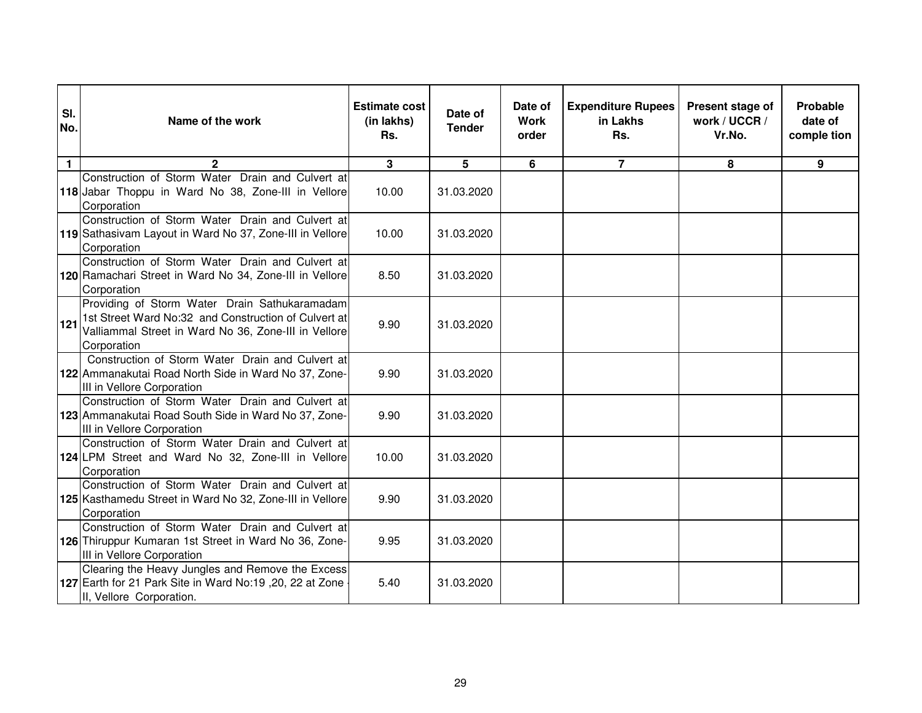| Sl. No. | Name of the work | Estimate cost (in lakhs) Rs. | Date of Tender | Date of Work order | Expenditure Rupees in Lakhs Rs. | Present stage of work / UCCR / Vr.No. | Probable date of comple tion |
|---|---|---|---|---|---|---|---|
| 1 | 2 | 3 | 5 | 6 | 7 | 8 | 9 |
| 118 | Construction of Storm Water Drain and Culvert at Jabar Thoppu in Ward No 38, Zone-III in Vellore Corporation | 10.00 | 31.03.2020 | | | | |
| 119 | Construction of Storm Water Drain and Culvert at Sathasivam Layout in Ward No 37, Zone-III in Vellore Corporation | 10.00 | 31.03.2020 | | | | |
| 120 | Construction of Storm Water Drain and Culvert at Ramachari Street in Ward No 34, Zone-III in Vellore Corporation | 8.50 | 31.03.2020 | | | | |
| 121 | Providing of Storm Water Drain Sathukaramadam 1st Street Ward No:32 and Construction of Culvert at Valliammal Street in Ward No 36, Zone-III in Vellore Corporation | 9.90 | 31.03.2020 | | | | |
| 122 | Construction of Storm Water Drain and Culvert at Ammanakutai Road North Side in Ward No 37, Zone-III in Vellore Corporation | 9.90 | 31.03.2020 | | | | |
| 123 | Construction of Storm Water Drain and Culvert at Ammanakutai Road South Side in Ward No 37, Zone-III in Vellore Corporation | 9.90 | 31.03.2020 | | | | |
| 124 | Construction of Storm Water Drain and Culvert at LPM Street and Ward No 32, Zone-III in Vellore Corporation | 10.00 | 31.03.2020 | | | | |
| 125 | Construction of Storm Water Drain and Culvert at Kasthamedu Street in Ward No 32, Zone-III in Vellore Corporation | 9.90 | 31.03.2020 | | | | |
| 126 | Construction of Storm Water Drain and Culvert at Thiruppur Kumaran 1st Street in Ward No 36, Zone-III in Vellore Corporation | 9.95 | 31.03.2020 | | | | |
| 127 | Clearing the Heavy Jungles and Remove the Excess Earth for 21 Park Site in Ward No:19 ,20, 22 at Zone -II, Vellore Corporation. | 5.40 | 31.03.2020 | | | | |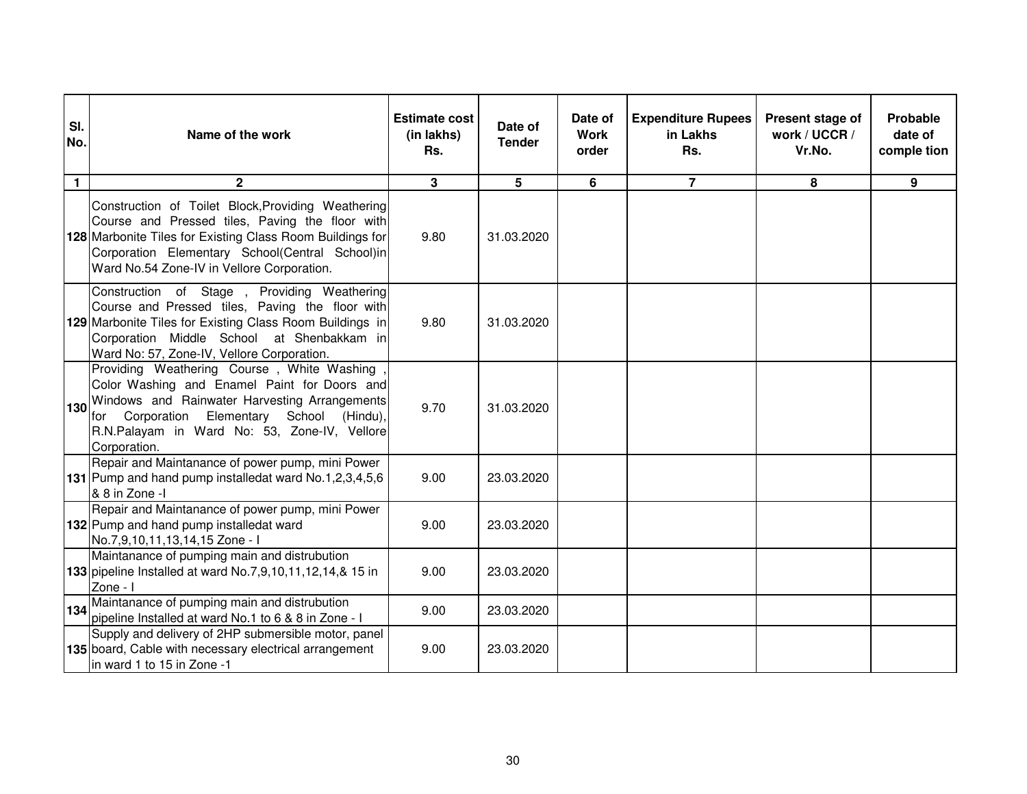| Sl. No. | Name of the work | Estimate cost (in lakhs) Rs. | Date of Tender | Date of Work order | Expenditure Rupees in Lakhs Rs. | Present stage of work / UCCR / Vr.No. | Probable date of comple tion |
|---|---|---|---|---|---|---|---|
| 1 | 2 | 3 | 5 | 6 | 7 | 8 | 9 |
| 128 | Construction of Toilet Block,Providing Weathering Course and Pressed tiles, Paving the floor with Marbonite Tiles for Existing Class Room Buildings for Corporation Elementary School(Central School)in Ward No.54 Zone-IV in Vellore Corporation. | 9.80 | 31.03.2020 | | | | |
| 129 | Construction of Stage , Providing Weathering Course and Pressed tiles, Paving the floor with Marbonite Tiles for Existing Class Room Buildings in Corporation Middle School at Shenbakkam in Ward No: 57, Zone-IV, Vellore Corporation. | 9.80 | 31.03.2020 | | | | |
| 130 | Providing Weathering Course , White Washing , Color Washing and Enamel Paint for Doors and Windows and Rainwater Harvesting Arrangements for Corporation Elementary School (Hindu), R.N.Palayam in Ward No: 53, Zone-IV, Vellore Corporation. | 9.70 | 31.03.2020 | | | | |
| 131 | Repair and Maintanance of power pump, mini Power Pump and hand pump installedat ward No.1,2,3,4,5,6 & 8 in Zone -I | 9.00 | 23.03.2020 | | | | |
| 132 | Repair and Maintanance of power pump, mini Power Pump and hand pump installedat ward No.7,9,10,11,13,14,15 Zone - I | 9.00 | 23.03.2020 | | | | |
| 133 | Maintanance of pumping main and distrubution pipeline Installed at ward No.7,9,10,11,12,14,& 15 in Zone - I | 9.00 | 23.03.2020 | | | | |
| 134 | Maintanance of pumping main and distrubution pipeline Installed at ward No.1 to 6 & 8 in Zone - I | 9.00 | 23.03.2020 | | | | |
| 135 | Supply and delivery of 2HP submersible motor, panel board, Cable with necessary electrical arrangement in ward 1 to 15 in Zone -1 | 9.00 | 23.03.2020 | | | | |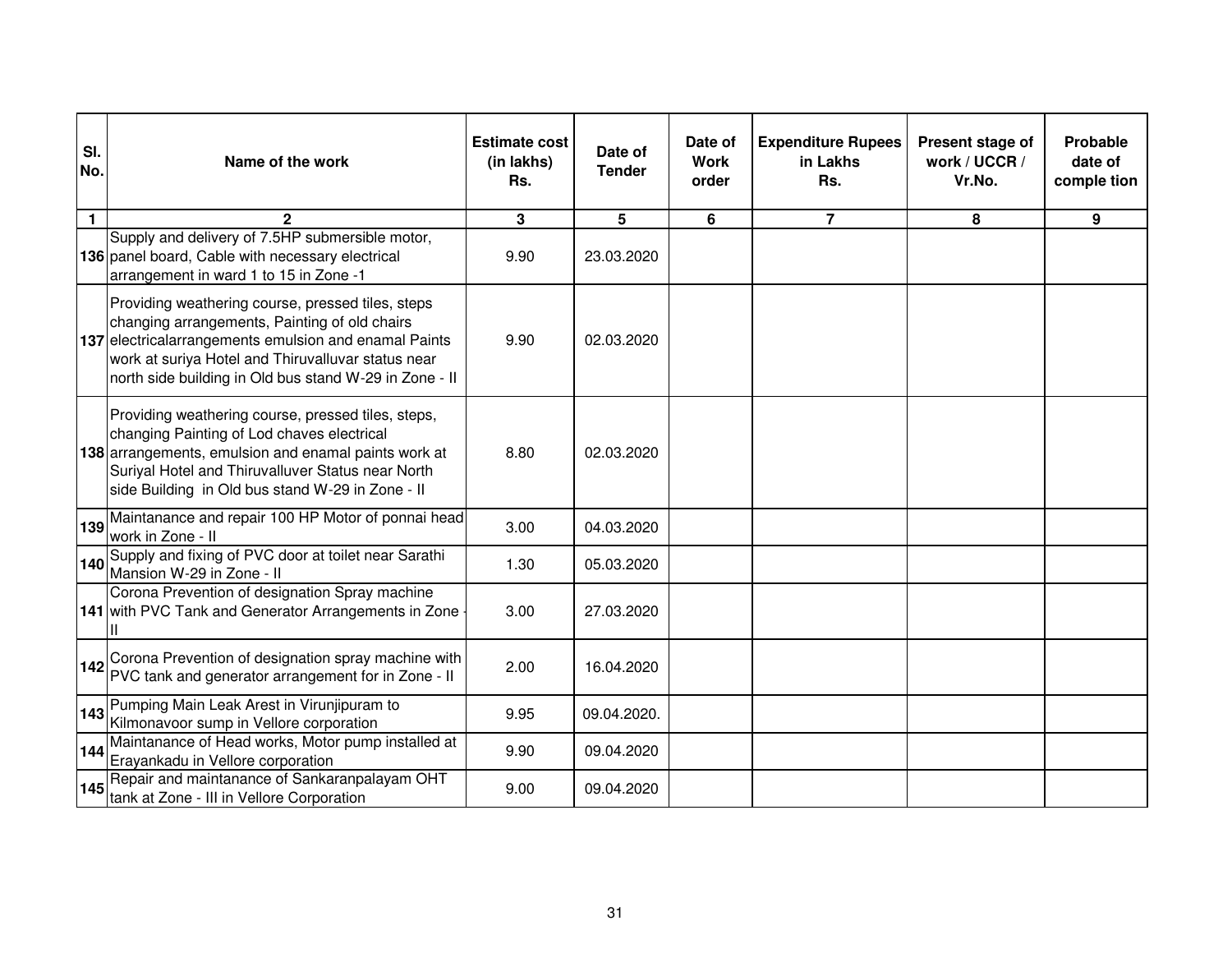| Sl. No. | Name of the work | Estimate cost (in lakhs) Rs. | Date of Tender | Date of Work order | Expenditure Rupees in Lakhs Rs. | Present stage of work / UCCR / Vr.No. | Probable date of comple tion |
|---|---|---|---|---|---|---|---|
| 1 | 2 | 3 | 5 | 6 | 7 | 8 | 9 |
| 136 | Supply and delivery of 7.5HP submersible motor, panel board, Cable with necessary electrical arrangement in ward 1 to 15 in Zone -1 | 9.90 | 23.03.2020 | | | | |
| 137 | Providing weathering course, pressed tiles, steps changing arrangements, Painting of old chairs electricalarrangements emulsion and enamal Paints work at suriya Hotel and Thiruvalluvar status near north side building in Old bus stand W-29 in Zone - II | 9.90 | 02.03.2020 | | | | |
| 138 | Providing weathering course, pressed tiles, steps, changing Painting of Lod chaves electrical arrangements, emulsion and enamal paints work at Suriyal Hotel and Thiruvalluver Status near North side Building in Old bus stand W-29 in Zone - II | 8.80 | 02.03.2020 | | | | |
| 139 | Maintanance and repair 100 HP Motor of ponnai head work in Zone - II | 3.00 | 04.03.2020 | | | | |
| 140 | Supply and fixing of PVC door at toilet near Sarathi Mansion W-29 in Zone - II | 1.30 | 05.03.2020 | | | | |
| 141 | Corona Prevention of designation Spray machine with PVC Tank and Generator Arrangements in Zone - II | 3.00 | 27.03.2020 | | | | |
| 142 | Corona Prevention of designation spray machine with PVC tank and generator arrangement for in Zone - II | 2.00 | 16.04.2020 | | | | |
| 143 | Pumping Main Leak Arest in Virunjipuram to Kilmonavoor sump in Vellore corporation | 9.95 | 09.04.2020. | | | | |
| 144 | Maintanance of Head works, Motor pump installed at Erayankadu in Vellore corporation | 9.90 | 09.04.2020 | | | | |
| 145 | Repair and maintanance of Sankaranpalayam OHT tank at Zone - III in Vellore Corporation | 9.00 | 09.04.2020 | | | | |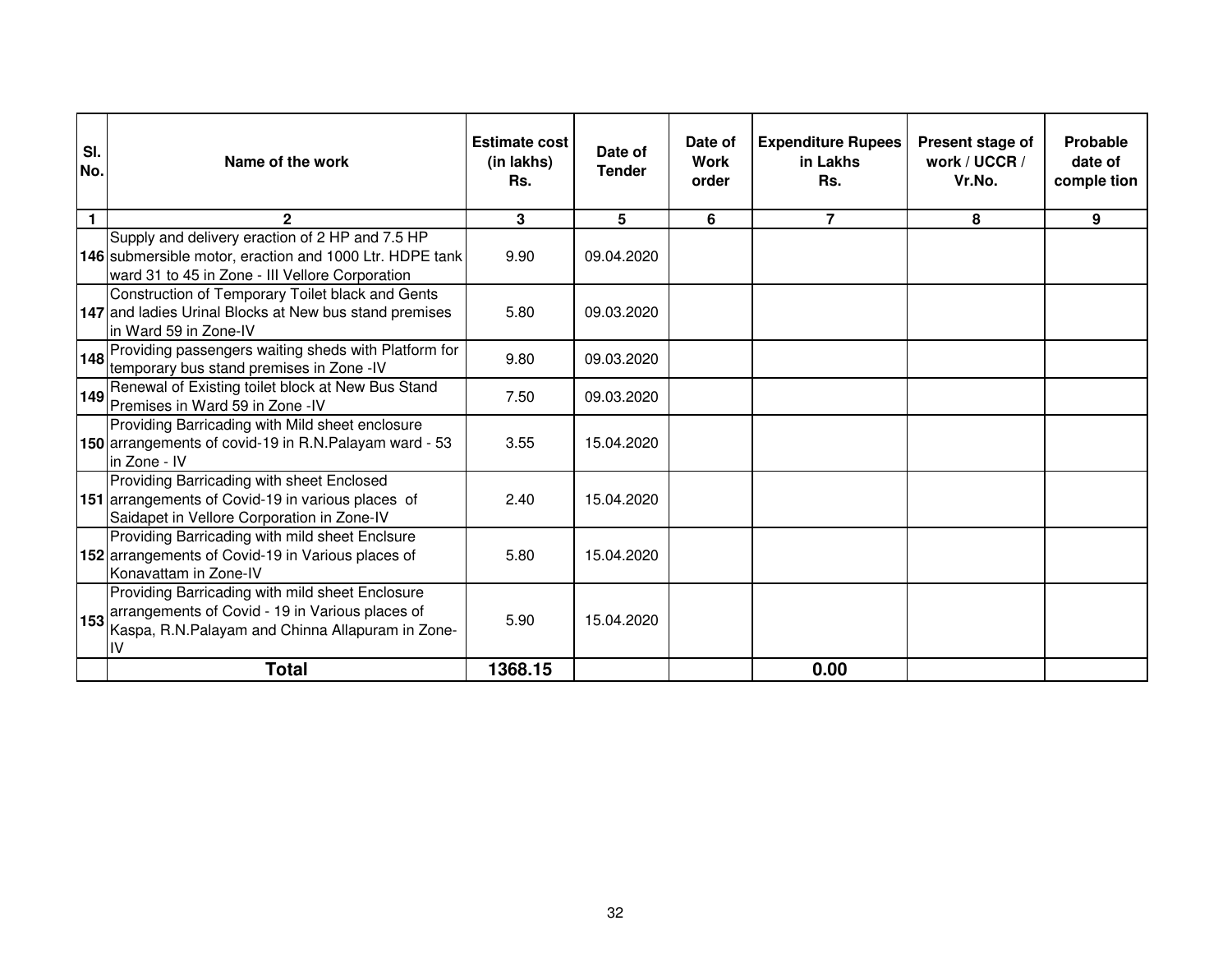| Sl. No. | Name of the work | Estimate cost (in lakhs) Rs. | Date of Tender | Date of Work order | Expenditure Rupees in Lakhs Rs. | Present stage of work / UCCR / Vr.No. | Probable date of comple tion |
|---|---|---|---|---|---|---|---|
| 1 | 2 | 3 | 5 | 6 | 7 | 8 | 9 |
| 146 | Supply and delivery eraction of 2 HP and 7.5 HP submersible motor, eraction and 1000 Ltr. HDPE tank ward 31 to 45 in Zone - III Vellore Corporation | 9.90 | 09.04.2020 | | | | |
| 147 | Construction of Temporary Toilet black and Gents and ladies Urinal Blocks at New bus stand premises in Ward 59 in Zone-IV | 5.80 | 09.03.2020 | | | | |
| 148 | Providing passengers waiting sheds with Platform for temporary bus stand premises in Zone -IV | 9.80 | 09.03.2020 | | | | |
| 149 | Renewal of Existing toilet block at New Bus Stand Premises in Ward 59 in Zone -IV | 7.50 | 09.03.2020 | | | | |
| 150 | Providing Barricading with Mild sheet enclosure arrangements of covid-19 in R.N.Palayam ward - 53 in Zone - IV | 3.55 | 15.04.2020 | | | | |
| 151 | Providing Barricading with sheet Enclosed arrangements of Covid-19 in various places of Saidapet in Vellore Corporation in Zone-IV | 2.40 | 15.04.2020 | | | | |
| 152 | Providing Barricading with mild sheet Enclsure arrangements of Covid-19 in Various places of Konavattam in Zone-IV | 5.80 | 15.04.2020 | | | | |
| 153 | Providing Barricading with mild sheet Enclosure arrangements of Covid - 19 in Various places of Kaspa, R.N.Palayam and Chinna Allapuram in Zone-IV | 5.90 | 15.04.2020 | | | | |
| | **Total** | **1368.15** | | | **0.00** | | |